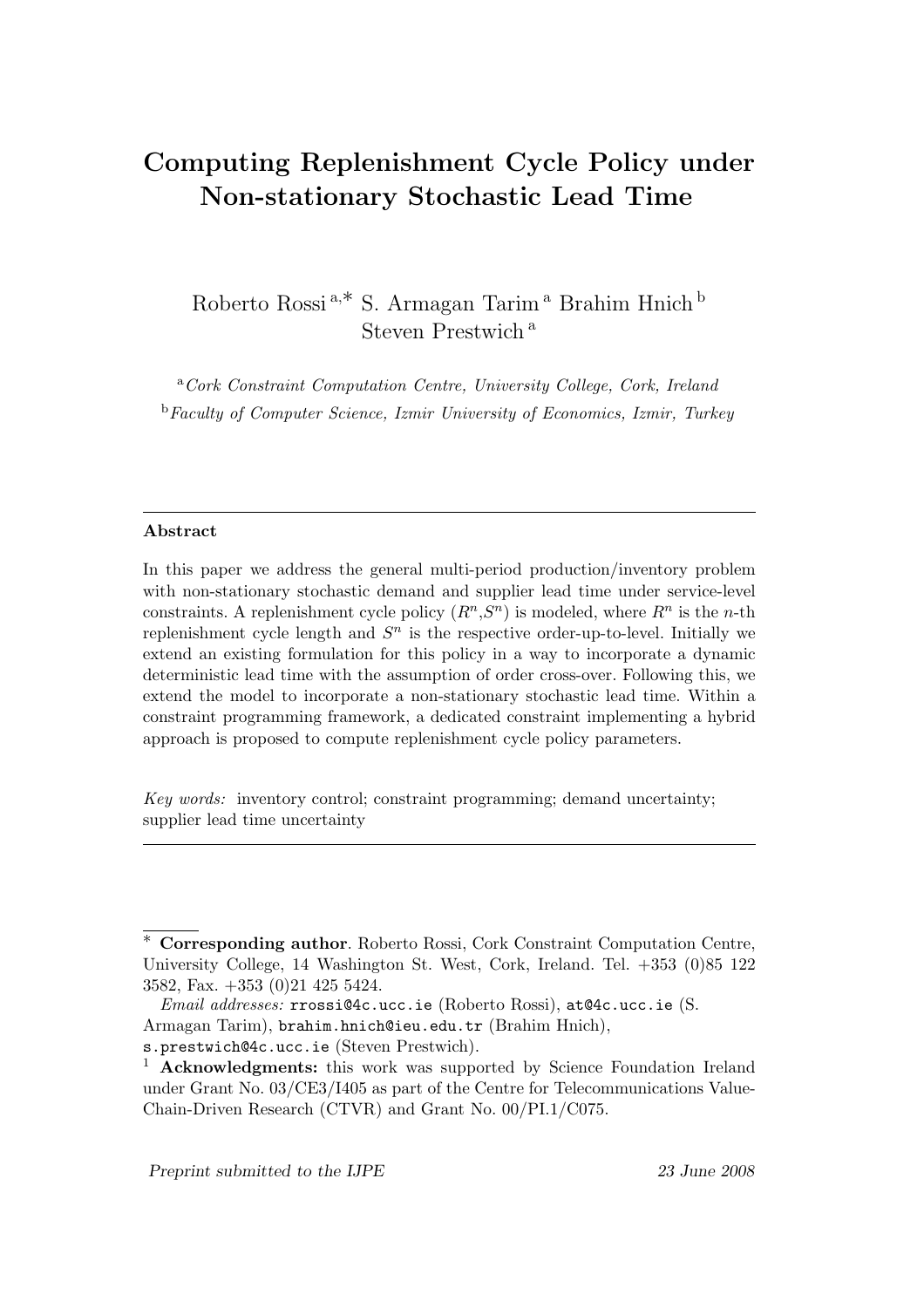# Computing Replenishment Cycle Policy under Non-stationary Stochastic Lead Time

Roberto Rossi [a,*] S. Armagan Tarim [a] Brahim Hnich [b] Steven Prestwich [a]

[a] *Cork Constraint Computation Centre, University College, Cork, Ireland*

[b] *Faculty of Computer Science, Izmir University of Economics, Izmir, Turkey*

---

**Abstract**

In this paper we address the general multi-period production/inventory problem with non-stationary stochastic demand and supplier lead time under service-level constraints. A replenishment cycle policy ($R^n$,$S^n$) is modeled, where $R^n$ is the $n$-th replenishment cycle length and $S^n$ is the respective order-up-to-level. Initially we extend an existing formulation for this policy in a way to incorporate a dynamic deterministic lead time with the assumption of order cross-over. Following this, we extend the model to incorporate a non-stationary stochastic lead time. Within a constraint programming framework, a dedicated constraint implementing a hybrid approach is proposed to compute replenishment cycle policy parameters.

*Key words:* inventory control; constraint programming; demand uncertainty; supplier lead time uncertainty

---

[*] **Corresponding author**. Roberto Rossi, Cork Constraint Computation Centre, University College, 14 Washington St. West, Cork, Ireland. Tel. +353 (0)85 122 3582, Fax. +353 (0)21 425 5424.

*Email addresses:* rrossi@4c.ucc.ie (Roberto Rossi), at@4c.ucc.ie (S. Armagan Tarim), brahim.hnich@ieu.edu.tr (Brahim Hnich), s.prestwich@4c.ucc.ie (Steven Prestwich).

[1] **Acknowledgments:** this work was supported by Science Foundation Ireland under Grant No. 03/CE3/I405 as part of the Centre for Telecommunications Value-Chain-Driven Research (CTVR) and Grant No. 00/PI.1/C075.

*Preprint submitted to the IJPE* 23 June 2008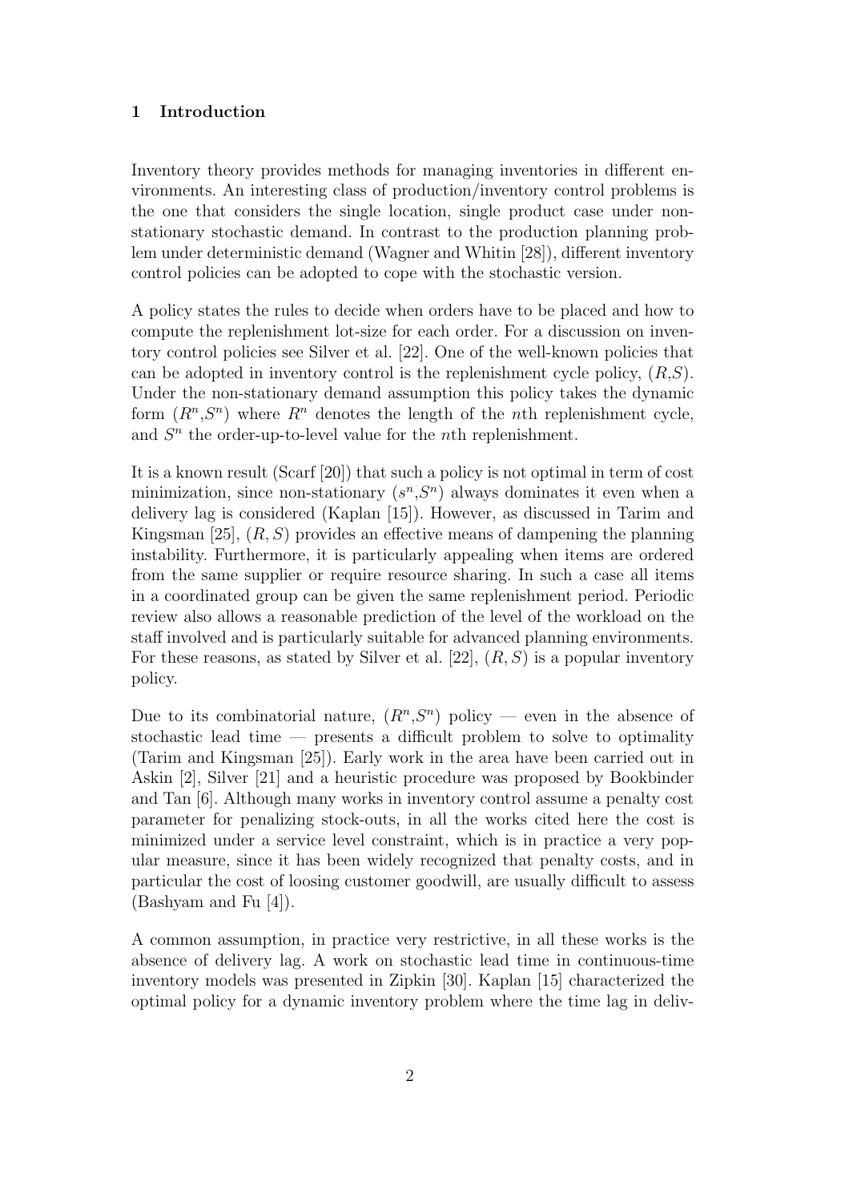## 1 Introduction

Inventory theory provides methods for managing inventories in different environments. An interesting class of production/inventory control problems is the one that considers the single location, single product case under non-stationary stochastic demand. In contrast to the production planning problem under deterministic demand (Wagner and Whitin [28]), different inventory control policies can be adopted to cope with the stochastic version.

A policy states the rules to decide when orders have to be placed and how to compute the replenishment lot-size for each order. For a discussion on inventory control policies see Silver et al. [22]. One of the well-known policies that can be adopted in inventory control is the replenishment cycle policy, ($R$,$S$). Under the non-stationary demand assumption this policy takes the dynamic form ($R^n$,$S^n$) where $R^n$ denotes the length of the $n$th replenishment cycle, and $S^n$ the order-up-to-level value for the $n$th replenishment.

It is a known result (Scarf [20]) that such a policy is not optimal in term of cost minimization, since non-stationary ($s^n$,$S^n$) always dominates it even when a delivery lag is considered (Kaplan [15]). However, as discussed in Tarim and Kingsman [25], $(R, S)$ provides an effective means of dampening the planning instability. Furthermore, it is particularly appealing when items are ordered from the same supplier or require resource sharing. In such a case all items in a coordinated group can be given the same replenishment period. Periodic review also allows a reasonable prediction of the level of the workload on the staff involved and is particularly suitable for advanced planning environments. For these reasons, as stated by Silver et al. [22], $(R, S)$ is a popular inventory policy.

Due to its combinatorial nature, ($R^n$,$S^n$) policy — even in the absence of stochastic lead time — presents a difficult problem to solve to optimality (Tarim and Kingsman [25]). Early work in the area have been carried out in Askin [2], Silver [21] and a heuristic procedure was proposed by Bookbinder and Tan [6]. Although many works in inventory control assume a penalty cost parameter for penalizing stock-outs, in all the works cited here the cost is minimized under a service level constraint, which is in practice a very popular measure, since it has been widely recognized that penalty costs, and in particular the cost of loosing customer goodwill, are usually difficult to assess (Bashyam and Fu [4]).

A common assumption, in practice very restrictive, in all these works is the absence of delivery lag. A work on stochastic lead time in continuous-time inventory models was presented in Zipkin [30]. Kaplan [15] characterized the optimal policy for a dynamic inventory problem where the time lag in deliv-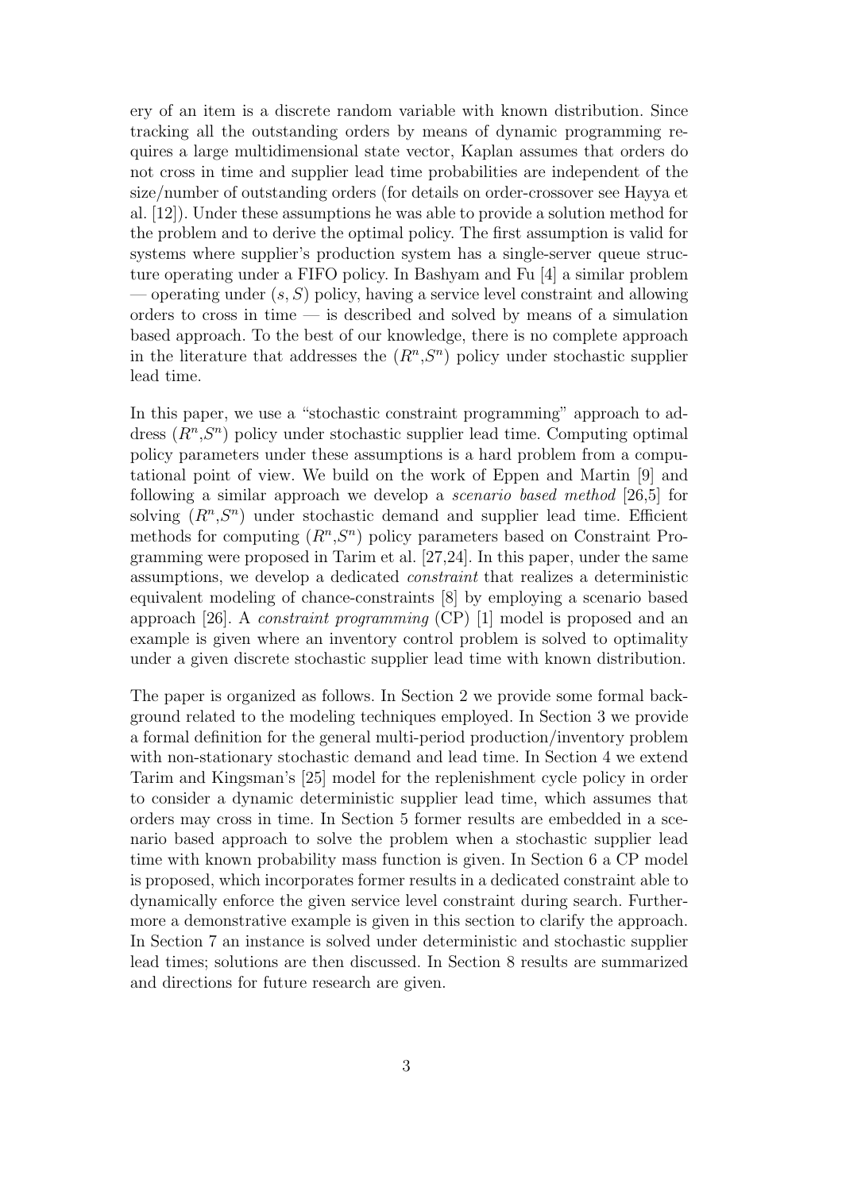ery of an item is a discrete random variable with known distribution. Since tracking all the outstanding orders by means of dynamic programming requires a large multidimensional state vector, Kaplan assumes that orders do not cross in time and supplier lead time probabilities are independent of the size/number of outstanding orders (for details on order-crossover see Hayya et al. [12]). Under these assumptions he was able to provide a solution method for the problem and to derive the optimal policy. The first assumption is valid for systems where supplier's production system has a single-server queue structure operating under a FIFO policy. In Bashyam and Fu [4] a similar problem — operating under $(s, S)$ policy, having a service level constraint and allowing orders to cross in time — is described and solved by means of a simulation based approach. To the best of our knowledge, there is no complete approach in the literature that addresses the $(R^n,S^n)$ policy under stochastic supplier lead time.

In this paper, we use a "stochastic constraint programming" approach to address $(R^n,S^n)$ policy under stochastic supplier lead time. Computing optimal policy parameters under these assumptions is a hard problem from a computational point of view. We build on the work of Eppen and Martin [9] and following a similar approach we develop a *scenario based method* [26,5] for solving $(R^n,S^n)$ under stochastic demand and supplier lead time. Efficient methods for computing $(R^n,S^n)$ policy parameters based on Constraint Programming were proposed in Tarim et al. [27,24]. In this paper, under the same assumptions, we develop a dedicated *constraint* that realizes a deterministic equivalent modeling of chance-constraints [8] by employing a scenario based approach [26]. A *constraint programming* (CP) [1] model is proposed and an example is given where an inventory control problem is solved to optimality under a given discrete stochastic supplier lead time with known distribution.

The paper is organized as follows. In Section 2 we provide some formal background related to the modeling techniques employed. In Section 3 we provide a formal definition for the general multi-period production/inventory problem with non-stationary stochastic demand and lead time. In Section 4 we extend Tarim and Kingsman's [25] model for the replenishment cycle policy in order to consider a dynamic deterministic supplier lead time, which assumes that orders may cross in time. In Section 5 former results are embedded in a scenario based approach to solve the problem when a stochastic supplier lead time with known probability mass function is given. In Section 6 a CP model is proposed, which incorporates former results in a dedicated constraint able to dynamically enforce the given service level constraint during search. Furthermore a demonstrative example is given in this section to clarify the approach. In Section 7 an instance is solved under deterministic and stochastic supplier lead times; solutions are then discussed. In Section 8 results are summarized and directions for future research are given.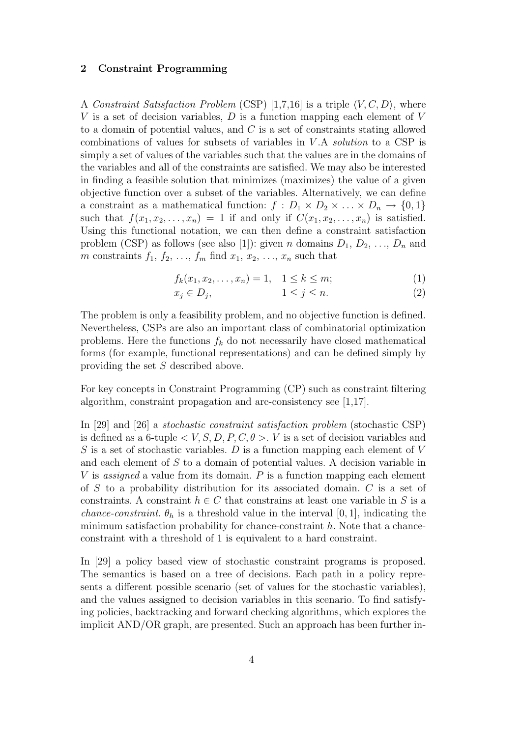## 2 Constraint Programming

A *Constraint Satisfaction Problem* (CSP) [1,7,16] is a triple $\langle V, C, D \rangle$, where $V$ is a set of decision variables, $D$ is a function mapping each element of $V$ to a domain of potential values, and $C$ is a set of constraints stating allowed combinations of values for subsets of variables in $V$.A *solution* to a CSP is simply a set of values of the variables such that the values are in the domains of the variables and all of the constraints are satisfied. We may also be interested in finding a feasible solution that minimizes (maximizes) the value of a given objective function over a subset of the variables. Alternatively, we can define a constraint as a mathematical function: $f : D_1 \times D_2 \times \ldots \times D_n \rightarrow \{0, 1\}$ such that $f(x_1, x_2, \ldots, x_n) = 1$ if and only if $C(x_1, x_2, \ldots, x_n)$ is satisfied. Using this functional notation, we can then define a constraint satisfaction problem (CSP) as follows (see also [1]): given $n$ domains $D_1$, $D_2$, ..., $D_n$ and $m$ constraints $f_1$, $f_2$, ..., $f_m$ find $x_1$, $x_2$, ..., $x_n$ such that

$$f_k(x_1, x_2, \ldots, x_n) = 1, \quad 1 \leq k \leq m; \tag{1}$$

$$x_j \in D_j, \quad\quad\quad\quad\quad 1 \leq j \leq n. \tag{2}$$

The problem is only a feasibility problem, and no objective function is defined. Nevertheless, CSPs are also an important class of combinatorial optimization problems. Here the functions $f_k$ do not necessarily have closed mathematical forms (for example, functional representations) and can be defined simply by providing the set $S$ described above.

For key concepts in Constraint Programming (CP) such as constraint filtering algorithm, constraint propagation and arc-consistency see [1,17].

In [29] and [26] a *stochastic constraint satisfaction problem* (stochastic CSP) is defined as a 6-tuple $< V, S, D, P, C, \theta >$. $V$ is a set of decision variables and $S$ is a set of stochastic variables. $D$ is a function mapping each element of $V$ and each element of $S$ to a domain of potential values. A decision variable in $V$ is *assigned* a value from its domain. $P$ is a function mapping each element of $S$ to a probability distribution for its associated domain. $C$ is a set of constraints. A constraint $h \in C$ that constrains at least one variable in $S$ is a *chance-constraint*. $\theta_h$ is a threshold value in the interval $[0, 1]$, indicating the minimum satisfaction probability for chance-constraint $h$. Note that a chance-constraint with a threshold of 1 is equivalent to a hard constraint.

In [29] a policy based view of stochastic constraint programs is proposed. The semantics is based on a tree of decisions. Each path in a policy represents a different possible scenario (set of values for the stochastic variables), and the values assigned to decision variables in this scenario. To find satisfying policies, backtracking and forward checking algorithms, which explores the implicit AND/OR graph, are presented. Such an approach has been further in-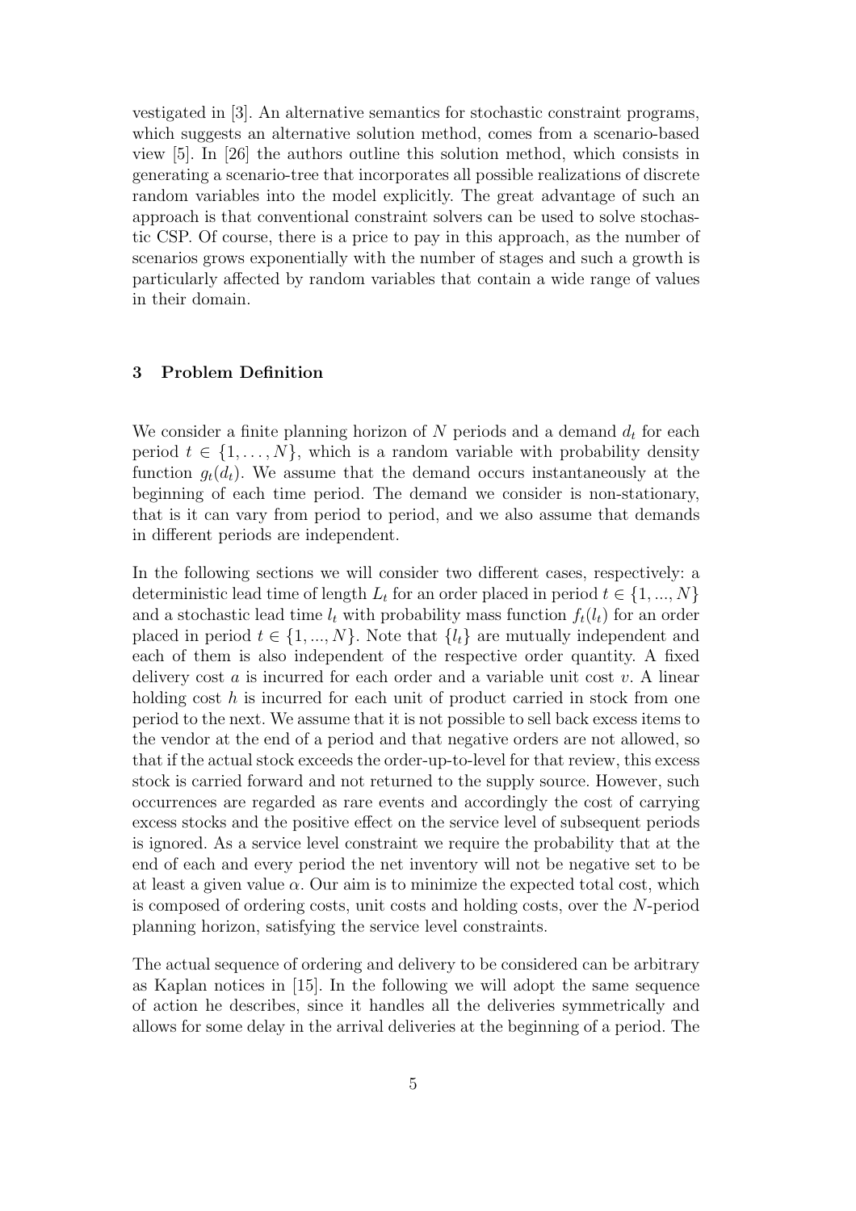vestigated in [3]. An alternative semantics for stochastic constraint programs, which suggests an alternative solution method, comes from a scenario-based view [5]. In [26] the authors outline this solution method, which consists in generating a scenario-tree that incorporates all possible realizations of discrete random variables into the model explicitly. The great advantage of such an approach is that conventional constraint solvers can be used to solve stochastic CSP. Of course, there is a price to pay in this approach, as the number of scenarios grows exponentially with the number of stages and such a growth is particularly affected by random variables that contain a wide range of values in their domain.

## 3 Problem Definition

We consider a finite planning horizon of $N$ periods and a demand $d_t$ for each period $t \in \{1, \ldots, N\}$, which is a random variable with probability density function $g_t(d_t)$. We assume that the demand occurs instantaneously at the beginning of each time period. The demand we consider is non-stationary, that is it can vary from period to period, and we also assume that demands in different periods are independent.

In the following sections we will consider two different cases, respectively: a deterministic lead time of length $L_t$ for an order placed in period $t \in \{1, ..., N\}$ and a stochastic lead time $l_t$ with probability mass function $f_t(l_t)$ for an order placed in period $t \in \{1, ..., N\}$. Note that $\{l_t\}$ are mutually independent and each of them is also independent of the respective order quantity. A fixed delivery cost $a$ is incurred for each order and a variable unit cost $v$. A linear holding cost $h$ is incurred for each unit of product carried in stock from one period to the next. We assume that it is not possible to sell back excess items to the vendor at the end of a period and that negative orders are not allowed, so that if the actual stock exceeds the order-up-to-level for that review, this excess stock is carried forward and not returned to the supply source. However, such occurrences are regarded as rare events and accordingly the cost of carrying excess stocks and the positive effect on the service level of subsequent periods is ignored. As a service level constraint we require the probability that at the end of each and every period the net inventory will not be negative set to be at least a given value $\alpha$. Our aim is to minimize the expected total cost, which is composed of ordering costs, unit costs and holding costs, over the $N$-period planning horizon, satisfying the service level constraints.

The actual sequence of ordering and delivery to be considered can be arbitrary as Kaplan notices in [15]. In the following we will adopt the same sequence of action he describes, since it handles all the deliveries symmetrically and allows for some delay in the arrival deliveries at the beginning of a period. The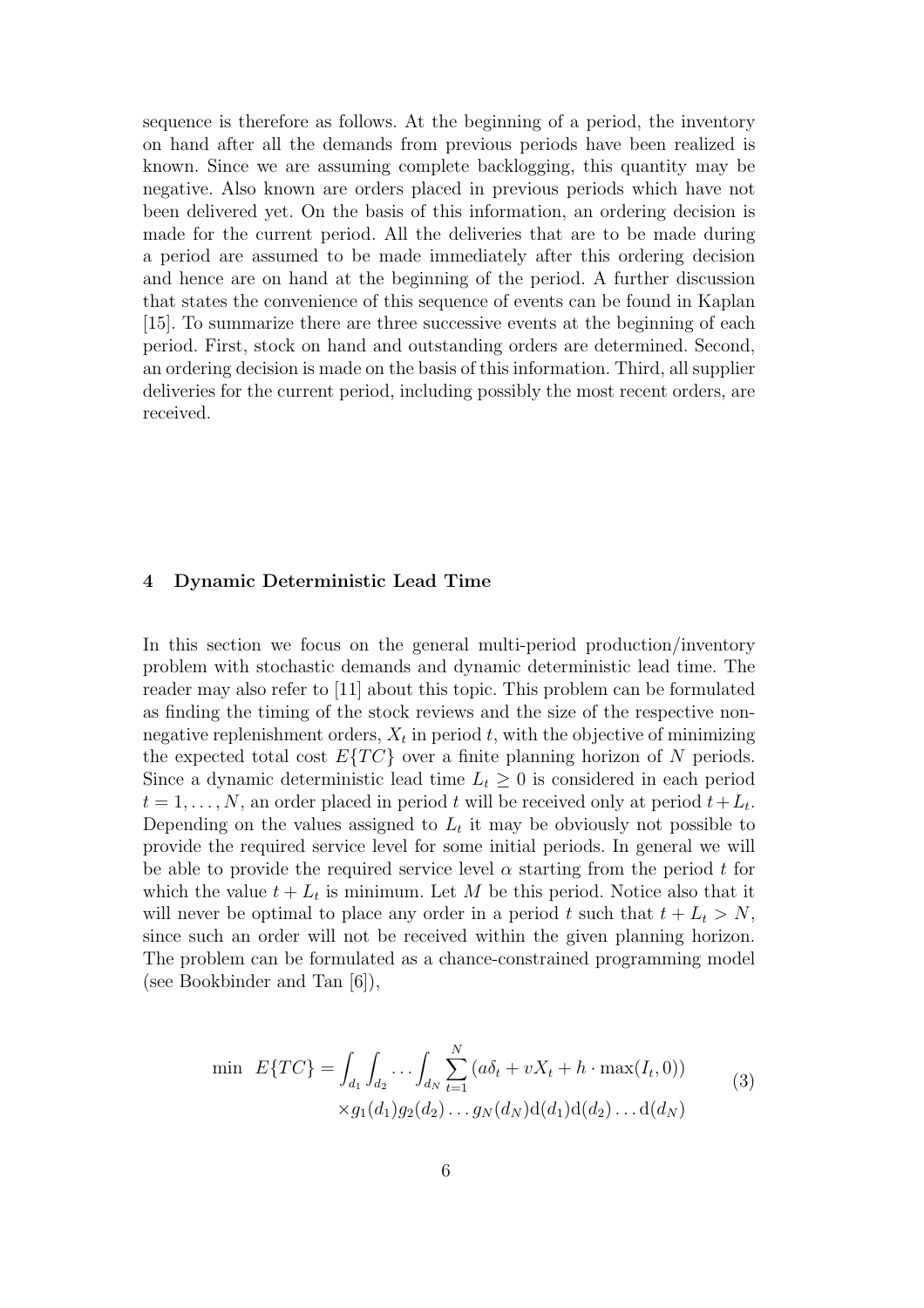sequence is therefore as follows. At the beginning of a period, the inventory on hand after all the demands from previous periods have been realized is known. Since we are assuming complete backlogging, this quantity may be negative. Also known are orders placed in previous periods which have not been delivered yet. On the basis of this information, an ordering decision is made for the current period. All the deliveries that are to be made during a period are assumed to be made immediately after this ordering decision and hence are on hand at the beginning of the period. A further discussion that states the convenience of this sequence of events can be found in Kaplan [15]. To summarize there are three successive events at the beginning of each period. First, stock on hand and outstanding orders are determined. Second, an ordering decision is made on the basis of this information. Third, all supplier deliveries for the current period, including possibly the most recent orders, are received.

## 4 Dynamic Deterministic Lead Time

In this section we focus on the general multi-period production/inventory problem with stochastic demands and dynamic deterministic lead time. The reader may also refer to [11] about this topic. This problem can be formulated as finding the timing of the stock reviews and the size of the respective non-negative replenishment orders, $X_t$ in period $t$, with the objective of minimizing the expected total cost $E\{TC\}$ over a finite planning horizon of $N$ periods. Since a dynamic deterministic lead time $L_t \geq 0$ is considered in each period $t = 1, \ldots, N$, an order placed in period $t$ will be received only at period $t + L_t$. Depending on the values assigned to $L_t$ it may be obviously not possible to provide the required service level for some initial periods. In general we will be able to provide the required service level $\alpha$ starting from the period $t$ for which the value $t + L_t$ is minimum. Let $M$ be this period. Notice also that it will never be optimal to place any order in a period $t$ such that $t + L_t > N$, since such an order will not be received within the given planning horizon. The problem can be formulated as a chance-constrained programming model (see Bookbinder and Tan [6]),

$$
\begin{aligned}
\min \;\; E\{TC\} = \int_{d_1}\int_{d_2}\ldots\int_{d_N} \sum_{t=1}^{N} \left(a\delta_t + vX_t + h\cdot \max(I_t, 0)\right) \\
\times g_1(d_1)g_2(d_2)\ldots g_N(d_N)\mathrm{d}(d_1)\mathrm{d}(d_2)\ldots\mathrm{d}(d_N)
\end{aligned}
\tag{3}
$$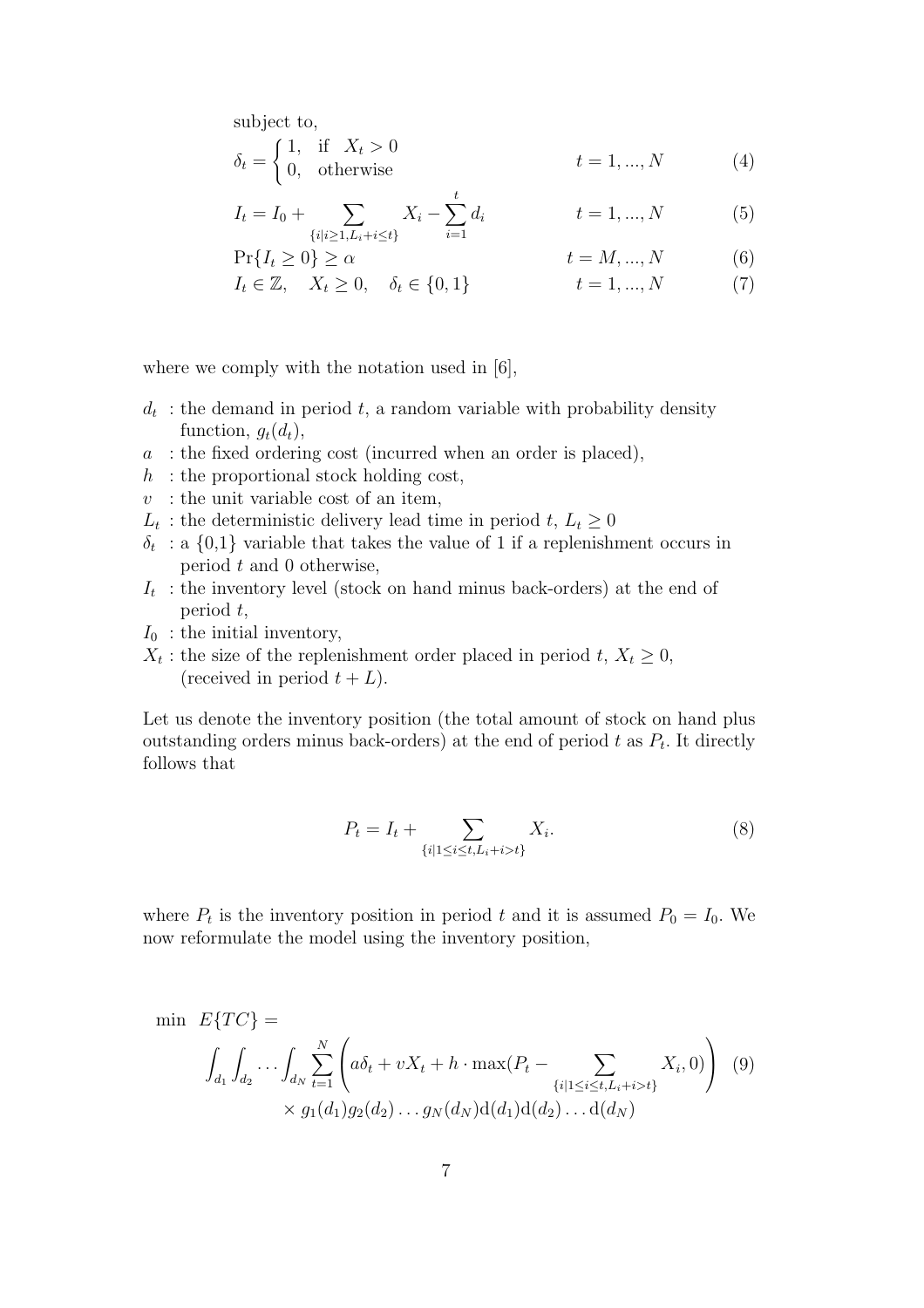subject to,

$$\delta_t = \begin{cases} 1, & \text{if} \quad X_t > 0 \\ 0, & \text{otherwise} \end{cases} \qquad t = 1, ..., N \qquad (4)$$

$$I_t = I_0 + \sum_{\{i | i \geq 1, L_i + i \leq t\}} X_i - \sum_{i=1}^{t} d_i \qquad t = 1, ..., N \qquad (5)$$

$$\Pr\{I_t \geq 0\} \geq \alpha \qquad t = M, ..., N \qquad (6)$$

$$I_t \in \mathbb{Z}, \quad X_t \geq 0, \quad \delta_t \in \{0, 1\} \qquad t = 1, ..., N \qquad (7)$$

where we comply with the notation used in [6],

- $d_t$ : the demand in period $t$, a random variable with probability density function, $g_t(d_t)$,
- $a$ : the fixed ordering cost (incurred when an order is placed),
- $h$ : the proportional stock holding cost,
- $v$ : the unit variable cost of an item,
- $L_t$ : the deterministic delivery lead time in period $t$, $L_t \geq 0$
- $\delta_t$ : a {0,1} variable that takes the value of 1 if a replenishment occurs in period $t$ and 0 otherwise,
- $I_t$ : the inventory level (stock on hand minus back-orders) at the end of period $t$,
- $I_0$ : the initial inventory,
- $X_t$ : the size of the replenishment order placed in period $t$, $X_t \geq 0$, (received in period $t + L$).

Let us denote the inventory position (the total amount of stock on hand plus outstanding orders minus back-orders) at the end of period $t$ as $P_t$. It directly follows that

$$P_t = I_t + \sum_{\{i | 1 \leq i \leq t, L_i + i > t\}} X_i. \qquad (8)$$

where $P_t$ is the inventory position in period $t$ and it is assumed $P_0 = I_0$. We now reformulate the model using the inventory position,

$$\min \; E\{TC\} = \int_{d_1} \int_{d_2} \ldots \int_{d_N} \sum_{t=1}^{N} \left( a\delta_t + vX_t + h \cdot \max(P_t - \sum_{\{i | 1 \leq i \leq t, L_i + i > t\}} X_i, 0) \right) \qquad (9)$$
$$\times \, g_1(d_1) g_2(d_2) \ldots g_N(d_N) \mathrm{d}(d_1) \mathrm{d}(d_2) \ldots \mathrm{d}(d_N)$$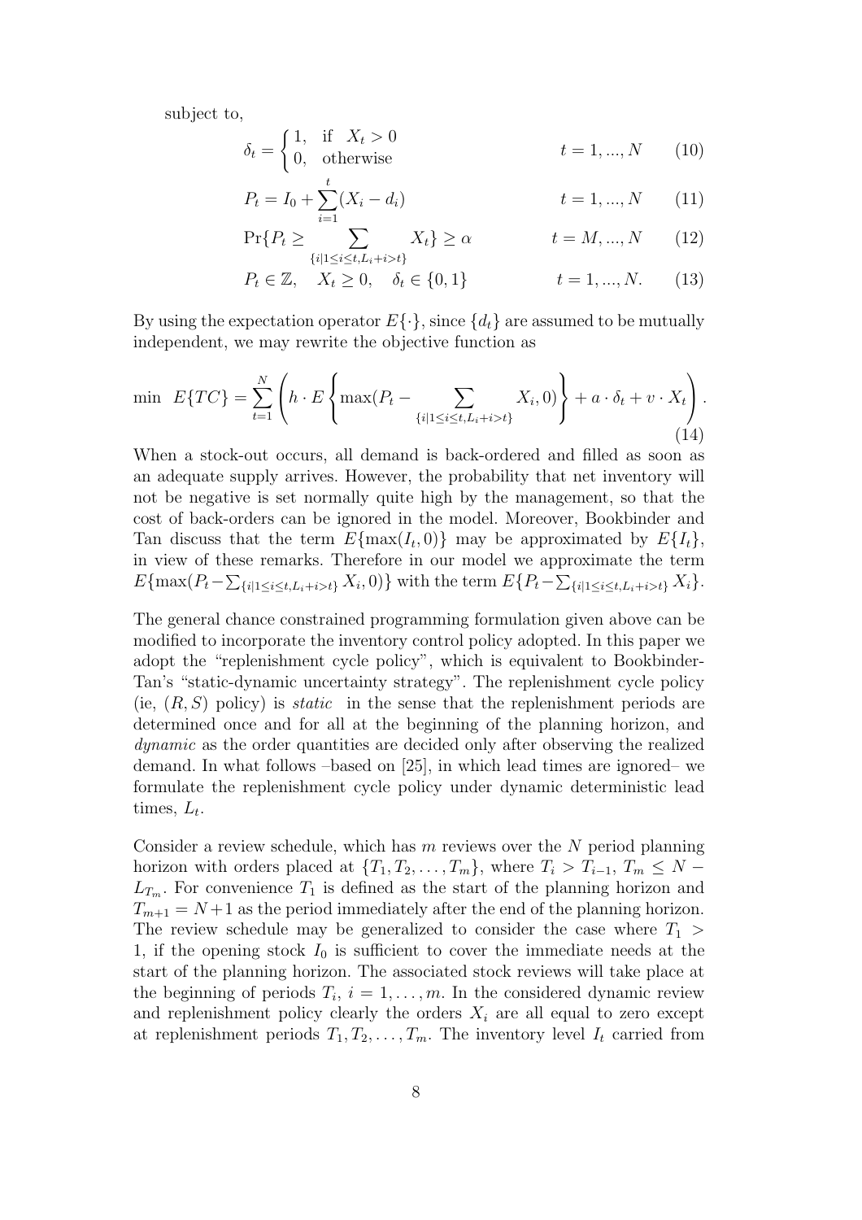subject to,

$$\delta_t = \begin{cases} 1, & \text{if} \quad X_t > 0 \\ 0, & \text{otherwise} \end{cases} \qquad t = 1, ..., N \qquad (10)$$

$$P_t = I_0 + \sum_{i=1}^{t} (X_i - d_i) \qquad t = 1, ..., N \qquad (11)$$

$$\Pr\{P_t \geq \sum_{\{i|1 \leq i \leq t, L_i + i > t\}} X_t\} \geq \alpha \qquad t = M, ..., N \qquad (12)$$

$$P_t \in \mathbb{Z}, \quad X_t \geq 0, \quad \delta_t \in \{0, 1\} \qquad t = 1, ..., N. \qquad (13)$$

By using the expectation operator $E\{\cdot\}$, since $\{d_t\}$ are assumed to be mutually independent, we may rewrite the objective function as

$$\min \ E\{TC\} = \sum_{t=1}^{N} \left( h \cdot E\left\{ \max(P_t - \sum_{\{i|1 \leq i \leq t, L_i + i > t\}} X_i, 0) \right\} + a \cdot \delta_t + v \cdot X_t \right). \qquad (14)$$

When a stock-out occurs, all demand is back-ordered and filled as soon as an adequate supply arrives. However, the probability that net inventory will not be negative is set normally quite high by the management, so that the cost of back-orders can be ignored in the model. Moreover, Bookbinder and Tan discuss that the term $E\{\max(I_t, 0)\}$ may be approximated by $E\{I_t\}$, in view of these remarks. Therefore in our model we approximate the term $E\{\max(P_t - \sum_{\{i|1 \leq i \leq t, L_i + i > t\}} X_i, 0)\}$ with the term $E\{P_t - \sum_{\{i|1 \leq i \leq t, L_i + i > t\}} X_i\}$.

The general chance constrained programming formulation given above can be modified to incorporate the inventory control policy adopted. In this paper we adopt the "replenishment cycle policy", which is equivalent to Bookbinder-Tan's "static-dynamic uncertainty strategy". The replenishment cycle policy (ie, $(R, S)$ policy) is *static* in the sense that the replenishment periods are determined once and for all at the beginning of the planning horizon, and *dynamic* as the order quantities are decided only after observing the realized demand. In what follows –based on [25], in which lead times are ignored– we formulate the replenishment cycle policy under dynamic deterministic lead times, $L_t$.

Consider a review schedule, which has $m$ reviews over the $N$ period planning horizon with orders placed at $\{T_1, T_2, \ldots, T_m\}$, where $T_i > T_{i-1}$, $T_m \leq N - L_{T_m}$. For convenience $T_1$ is defined as the start of the planning horizon and $T_{m+1} = N+1$ as the period immediately after the end of the planning horizon. The review schedule may be generalized to consider the case where $T_1 > 1$, if the opening stock $I_0$ is sufficient to cover the immediate needs at the start of the planning horizon. The associated stock reviews will take place at the beginning of periods $T_i$, $i = 1, \ldots, m$. In the considered dynamic review and replenishment policy clearly the orders $X_i$ are all equal to zero except at replenishment periods $T_1, T_2, \ldots, T_m$. The inventory level $I_t$ carried from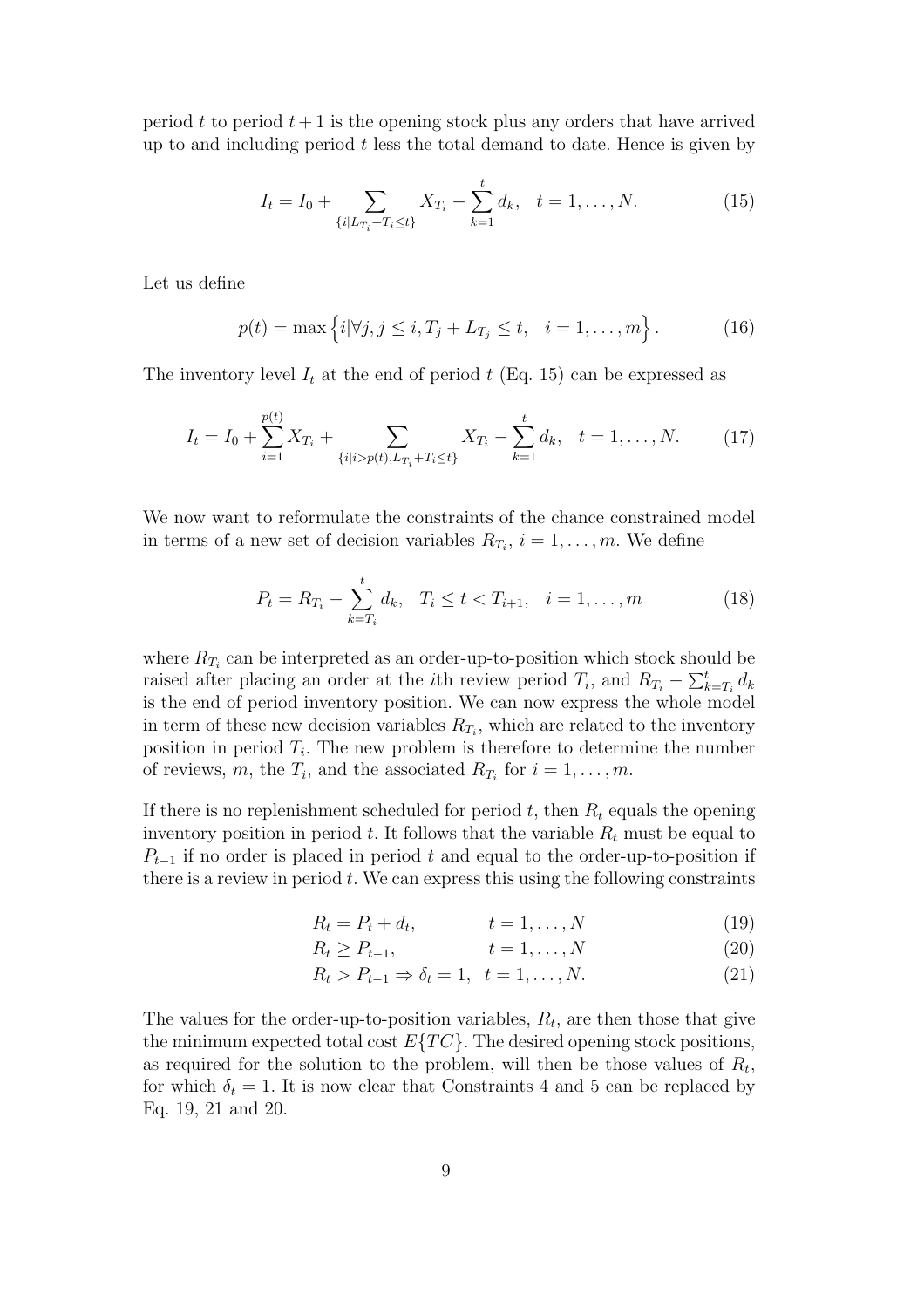period $t$ to period $t+1$ is the opening stock plus any orders that have arrived up to and including period $t$ less the total demand to date. Hence is given by

$$I_t = I_0 + \sum_{\{i | L_{T_i} + T_i \leq t\}} X_{T_i} - \sum_{k=1}^{t} d_k, \quad t = 1, \ldots, N. \tag{15}$$

Let us define

$$p(t) = \max\left\{ i | \forall j, j \leq i, T_j + L_{T_j} \leq t, \quad i = 1, \ldots, m \right\}. \tag{16}$$

The inventory level $I_t$ at the end of period $t$ (Eq. 15) can be expressed as

$$I_t = I_0 + \sum_{i=1}^{p(t)} X_{T_i} + \sum_{\{i | i > p(t), L_{T_i} + T_i \leq t\}} X_{T_i} - \sum_{k=1}^{t} d_k, \quad t = 1, \ldots, N. \tag{17}$$

We now want to reformulate the constraints of the chance constrained model in terms of a new set of decision variables $R_{T_i}$, $i = 1, \ldots, m$. We define

$$P_t = R_{T_i} - \sum_{k=T_i}^{t} d_k, \quad T_i \leq t < T_{i+1}, \quad i = 1, \ldots, m \tag{18}$$

where $R_{T_i}$ can be interpreted as an order-up-to-position which stock should be raised after placing an order at the $i$th review period $T_i$, and $R_{T_i} - \sum_{k=T_i}^{t} d_k$ is the end of period inventory position. We can now express the whole model in term of these new decision variables $R_{T_i}$, which are related to the inventory position in period $T_i$. The new problem is therefore to determine the number of reviews, $m$, the $T_i$, and the associated $R_{T_i}$ for $i = 1, \ldots, m$.

If there is no replenishment scheduled for period $t$, then $R_t$ equals the opening inventory position in period $t$. It follows that the variable $R_t$ must be equal to $P_{t-1}$ if no order is placed in period $t$ and equal to the order-up-to-position if there is a review in period $t$. We can express this using the following constraints

$$R_t = P_t + d_t, \qquad t = 1, \ldots, N \tag{19}$$

$$R_t \geq P_{t-1}, \qquad t = 1, \ldots, N \tag{20}$$

$$R_t > P_{t-1} \Rightarrow \delta_t = 1, \quad t = 1, \ldots, N. \tag{21}$$

The values for the order-up-to-position variables, $R_t$, are then those that give the minimum expected total cost $E\{TC\}$. The desired opening stock positions, as required for the solution to the problem, will then be those values of $R_t$, for which $\delta_t = 1$. It is now clear that Constraints 4 and 5 can be replaced by Eq. 19, 21 and 20.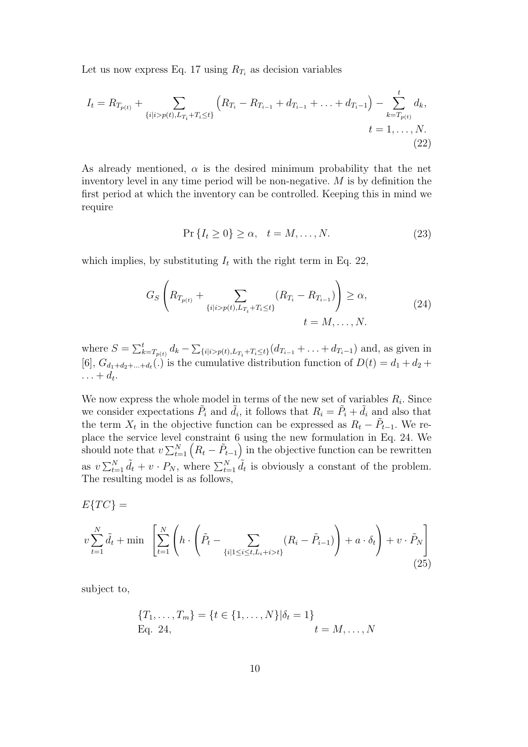Let us now express Eq. 17 using $R_{T_i}$ as decision variables

$$I_t = R_{T_{p(t)}} + \sum_{\{i|i>p(t),L_{T_i}+T_i\leq t\}} \left(R_{T_i} - R_{T_{i-1}} + d_{T_{i-1}} + \ldots + d_{T_i-1}\right) - \sum_{k=T_{p(t)}}^{t} d_k, \quad t = 1,\ldots,N. \tag{22}$$

As already mentioned, $\alpha$ is the desired minimum probability that the net inventory level in any time period will be non-negative. $M$ is by definition the first period at which the inventory can be controlled. Keeping this in mind we require

$$\Pr\{I_t \geq 0\} \geq \alpha, \quad t = M,\ldots,N. \tag{23}$$

which implies, by substituting $I_t$ with the right term in Eq. 22,

$$G_S\left(R_{T_{p(t)}} + \sum_{\{i|i>p(t),L_{T_i}+T_i\leq t\}} (R_{T_i} - R_{T_{i-1}})\right) \geq \alpha, \quad t = M,\ldots,N. \tag{24}$$

where $S = \sum_{k=T_{p(t)}}^{t} d_k - \sum_{\{i|i>p(t),L_{T_i}+T_i\leq t\}} (d_{T_{i-1}} + \ldots + d_{T_i-1})$ and, as given in [6], $G_{d_1+d_2+\ldots+d_t}(.)$ is the cumulative distribution function of $D(t) = d_1 + d_2 + \ldots + d_t$.

We now express the whole model in terms of the new set of variables $R_i$. Since we consider expectations $\tilde{P}_i$ and $\tilde{d}_i$, it follows that $R_i = \tilde{P}_i + \tilde{d}_i$ and also that the term $X_t$ in the objective function can be expressed as $R_t - \tilde{P}_{t-1}$. We replace the service level constraint 6 using the new formulation in Eq. 24. We should note that $v\sum_{t=1}^{N}\left(R_t - \tilde{P}_{t-1}\right)$ in the objective function can be rewritten as $v\sum_{t=1}^{N}\tilde{d}_t + v\cdot P_N$, where $\sum_{t=1}^{N}\tilde{d}_t$ is obviously a constant of the problem. The resulting model is as follows,

$$E\{TC\} = v\sum_{t=1}^{N}\tilde{d}_t + \min\left[\sum_{t=1}^{N}\left(h\cdot\left(\tilde{P}_t - \sum_{\{i|1\leq i\leq t,L_i+i>t\}}(R_i - \tilde{P}_{i-1})\right) + a\cdot\delta_t\right) + v\cdot\tilde{P}_N\right] \tag{25}$$

subject to,

$$\{T_1,\ldots,T_m\} = \{t \in \{1,\ldots,N\}|\delta_t = 1\}$$

Eq. 24, $\quad t = M,\ldots,N$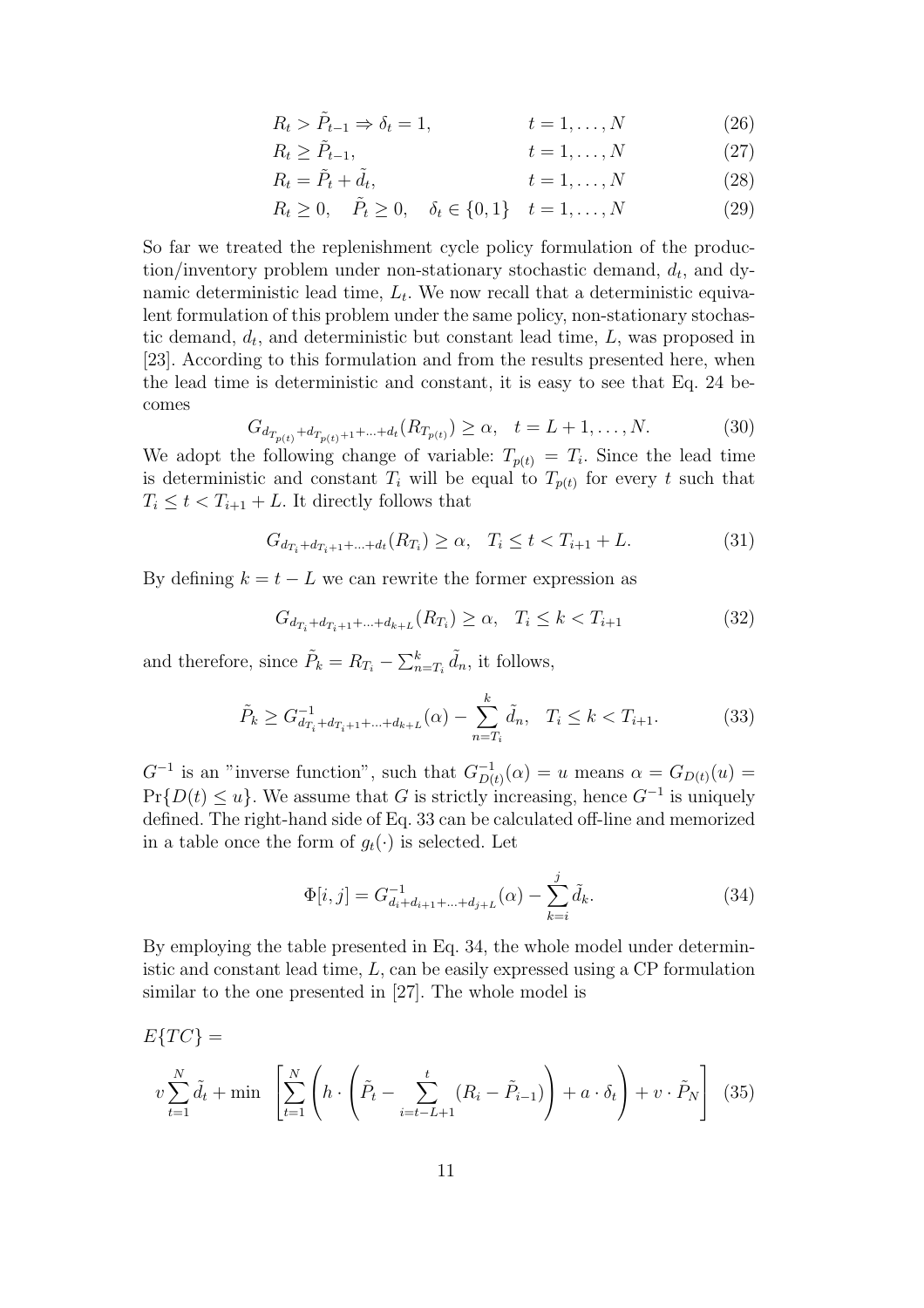$$R_t > \tilde{P}_{t-1} \Rightarrow \delta_t = 1, \qquad t = 1, \ldots, N \tag{26}$$

$$R_t \geq \tilde{P}_{t-1}, \qquad t = 1, \ldots, N \tag{27}$$

$$R_t = \tilde{P}_t + \tilde{d}_t, \qquad t = 1, \ldots, N \tag{28}$$

$$R_t \geq 0, \quad \tilde{P}_t \geq 0, \quad \delta_t \in \{0, 1\} \quad t = 1, \ldots, N \tag{29}$$

So far we treated the replenishment cycle policy formulation of the production/inventory problem under non-stationary stochastic demand, $d_t$, and dynamic deterministic lead time, $L_t$. We now recall that a deterministic equivalent formulation of this problem under the same policy, non-stationary stochastic demand, $d_t$, and deterministic but constant lead time, $L$, was proposed in [23]. According to this formulation and from the results presented here, when the lead time is deterministic and constant, it is easy to see that Eq. 24 becomes

$$G_{d_{T_{p(t)}}+d_{T_{p(t)}+1}+\ldots+d_t}(R_{T_{p(t)}}) \geq \alpha, \quad t = L+1, \ldots, N. \tag{30}$$

We adopt the following change of variable: $T_{p(t)} = T_i$. Since the lead time is deterministic and constant $T_i$ will be equal to $T_{p(t)}$ for every $t$ such that $T_i \leq t < T_{i+1} + L$. It directly follows that

$$G_{d_{T_i}+d_{T_i+1}+\ldots+d_t}(R_{T_i}) \geq \alpha, \quad T_i \leq t < T_{i+1} + L. \tag{31}$$

By defining $k = t - L$ we can rewrite the former expression as

$$G_{d_{T_i}+d_{T_i+1}+\ldots+d_{k+L}}(R_{T_i}) \geq \alpha, \quad T_i \leq k < T_{i+1} \tag{32}$$

and therefore, since $\tilde{P}_k = R_{T_i} - \sum_{n=T_i}^{k} \tilde{d}_n$, it follows,

$$\tilde{P}_k \geq G^{-1}_{d_{T_i}+d_{T_i+1}+\ldots+d_{k+L}}(\alpha) - \sum_{n=T_i}^{k} \tilde{d}_n, \quad T_i \leq k < T_{i+1}. \tag{33}$$

$G^{-1}$ is an "inverse function", such that $G^{-1}_{D(t)}(\alpha) = u$ means $\alpha = G_{D(t)}(u) = \Pr\{D(t) \leq u\}$. We assume that $G$ is strictly increasing, hence $G^{-1}$ is uniquely defined. The right-hand side of Eq. 33 can be calculated off-line and memorized in a table once the form of $g_t(\cdot)$ is selected. Let

$$\Phi[i,j] = G^{-1}_{d_i+d_{i+1}+\ldots+d_{j+L}}(\alpha) - \sum_{k=i}^{j} \tilde{d}_k. \tag{34}$$

By employing the table presented in Eq. 34, the whole model under deterministic and constant lead time, $L$, can be easily expressed using a CP formulation similar to the one presented in [27]. The whole model is

$$E\{TC\} =$$

$$v \sum_{t=1}^{N} \tilde{d}_t + \min \left[ \sum_{t=1}^{N} \left( h \cdot \left( \tilde{P}_t - \sum_{i=t-L+1}^{t} (R_i - \tilde{P}_{i-1}) \right) + a \cdot \delta_t \right) + v \cdot \tilde{P}_N \right] \tag{35}$$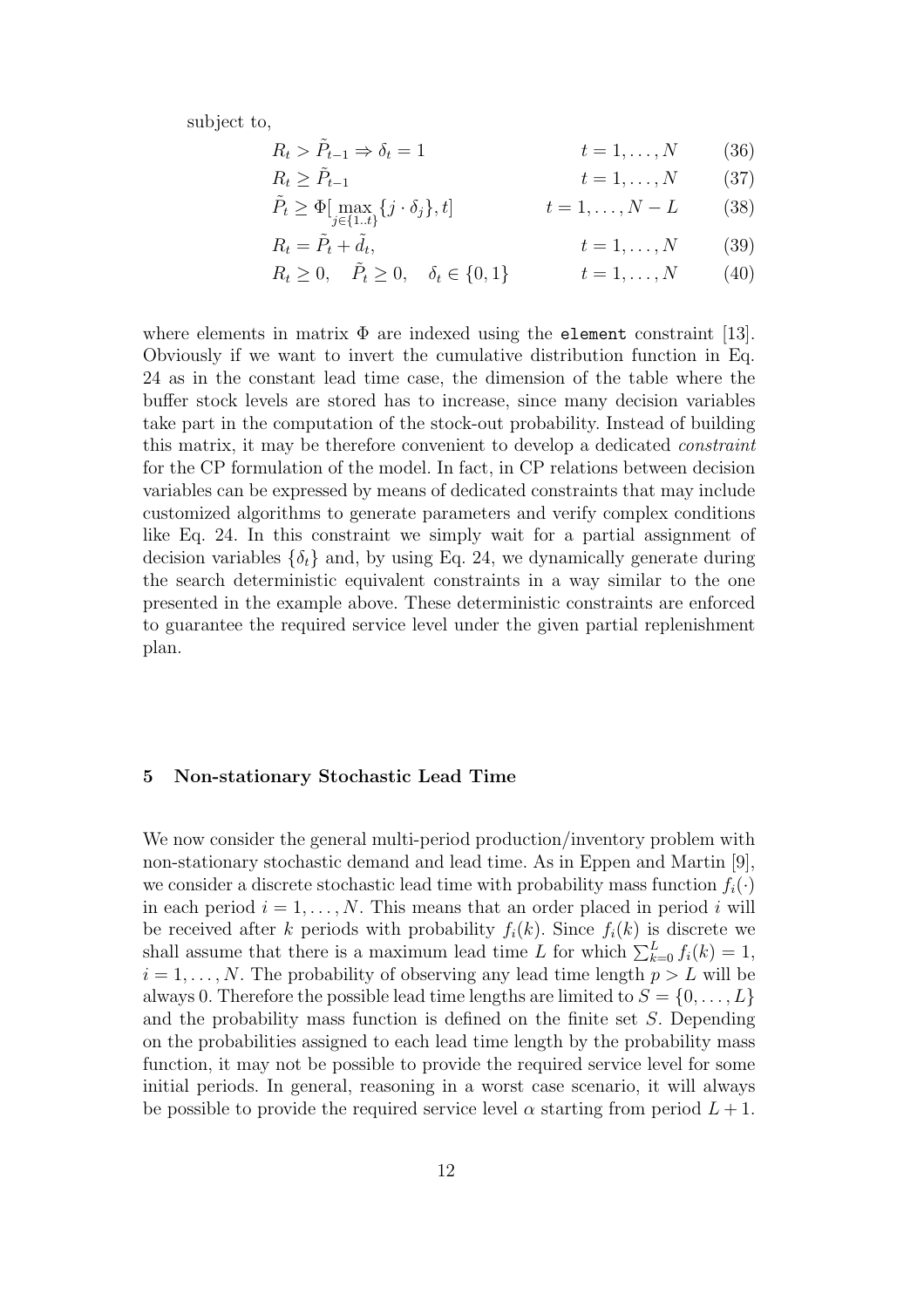subject to,

$$R_t > \tilde{P}_{t-1} \Rightarrow \delta_t = 1 \qquad t = 1, \ldots, N \qquad (36)$$

$$R_t \geq \tilde{P}_{t-1} \qquad t = 1, \ldots, N \qquad (37)$$

$$\tilde{P}_t \geq \Phi[\max_{j \in \{1..t\}} \{j \cdot \delta_j\}, t] \qquad t = 1, \ldots, N - L \qquad (38)$$

$$R_t = \tilde{P}_t + \tilde{d}_t, \qquad t = 1, \ldots, N \qquad (39)$$

$$R_t \geq 0, \quad \tilde{P}_t \geq 0, \quad \delta_t \in \{0, 1\} \qquad t = 1, \ldots, N \qquad (40)$$

where elements in matrix $\Phi$ are indexed using the `element` constraint [13]. Obviously if we want to invert the cumulative distribution function in Eq. 24 as in the constant lead time case, the dimension of the table where the buffer stock levels are stored has to increase, since many decision variables take part in the computation of the stock-out probability. Instead of building this matrix, it may be therefore convenient to develop a dedicated *constraint* for the CP formulation of the model. In fact, in CP relations between decision variables can be expressed by means of dedicated constraints that may include customized algorithms to generate parameters and verify complex conditions like Eq. 24. In this constraint we simply wait for a partial assignment of decision variables $\{\delta_t\}$ and, by using Eq. 24, we dynamically generate during the search deterministic equivalent constraints in a way similar to the one presented in the example above. These deterministic constraints are enforced to guarantee the required service level under the given partial replenishment plan.

## 5 Non-stationary Stochastic Lead Time

We now consider the general multi-period production/inventory problem with non-stationary stochastic demand and lead time. As in Eppen and Martin [9], we consider a discrete stochastic lead time with probability mass function $f_i(\cdot)$ in each period $i = 1, \ldots, N$. This means that an order placed in period $i$ will be received after $k$ periods with probability $f_i(k)$. Since $f_i(k)$ is discrete we shall assume that there is a maximum lead time $L$ for which $\sum_{k=0}^{L} f_i(k) = 1$, $i = 1, \ldots, N$. The probability of observing any lead time length $p > L$ will be always 0. Therefore the possible lead time lengths are limited to $S = \{0, \ldots, L\}$ and the probability mass function is defined on the finite set $S$. Depending on the probabilities assigned to each lead time length by the probability mass function, it may not be possible to provide the required service level for some initial periods. In general, reasoning in a worst case scenario, it will always be possible to provide the required service level $\alpha$ starting from period $L + 1$.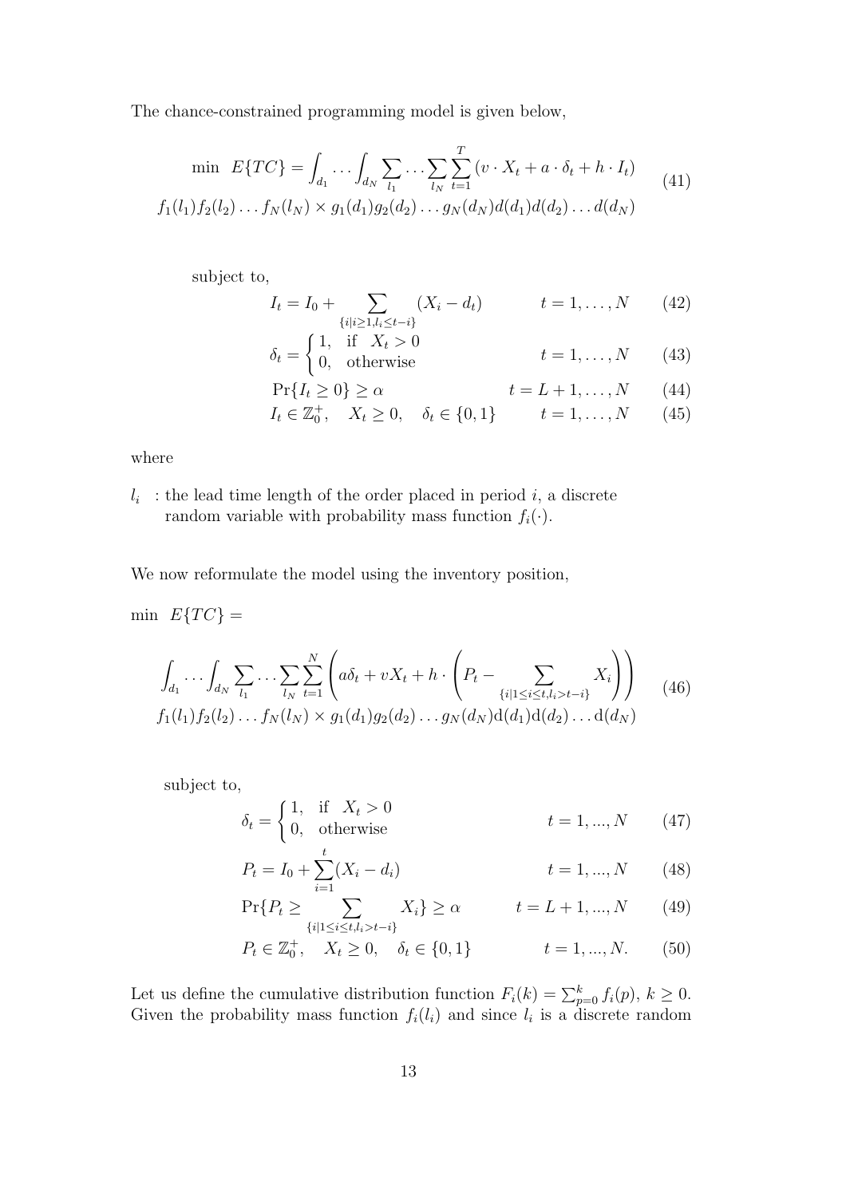The chance-constrained programming model is given below,

$$
\min \; E\{TC\} = \int_{d_1} \dots \int_{d_N} \sum_{l_1} \dots \sum_{l_N} \sum_{t=1}^{T} (v \cdot X_t + a \cdot \delta_t + h \cdot I_t) \tag{41}
$$
$$
f_1(l_1) f_2(l_2) \dots f_N(l_N) \times g_1(d_1) g_2(d_2) \dots g_N(d_N) d(d_1) d(d_2) \dots d(d_N)
$$

subject to,

$$
I_t = I_0 + \sum_{\{i | i \geq 1, l_i \leq t-i\}} (X_i - d_t) \qquad t = 1, \dots, N \tag{42}
$$

$$
\delta_t = \begin{cases} 1, & \text{if} \;\; X_t > 0 \\ 0, & \text{otherwise} \end{cases} \qquad t = 1, \dots, N \tag{43}
$$

$$
\Pr\{I_t \geq 0\} \geq \alpha \qquad t = L+1, \dots, N \tag{44}
$$

$$
I_t \in \mathbb{Z}_0^+, \quad X_t \geq 0, \quad \delta_t \in \{0, 1\} \qquad t = 1, \dots, N \tag{45}
$$

where

$l_i$ : the lead time length of the order placed in period $i$, a discrete random variable with probability mass function $f_i(\cdot)$.

We now reformulate the model using the inventory position,

$\min \;\; E\{TC\} =$

$$
\int_{d_1} \dots \int_{d_N} \sum_{l_1} \dots \sum_{l_N} \sum_{t=1}^{N} \left( a\delta_t + vX_t + h \cdot \left( P_t - \sum_{\{i | 1 \leq i \leq t, l_i > t-i\}} X_i \right) \right) \tag{46}
$$
$$
f_1(l_1) f_2(l_2) \dots f_N(l_N) \times g_1(d_1) g_2(d_2) \dots g_N(d_N) \mathrm{d}(d_1) \mathrm{d}(d_2) \dots \mathrm{d}(d_N)
$$

subject to,

$$
\delta_t = \begin{cases} 1, & \text{if} \;\; X_t > 0 \\ 0, & \text{otherwise} \end{cases} \qquad t = 1, ..., N \tag{47}
$$

$$
P_t = I_0 + \sum_{i=1}^{t} (X_i - d_i) \qquad t = 1, ..., N \tag{48}
$$

$$
\Pr\{P_t \geq \sum_{\{i | 1 \leq i \leq t, l_i > t-i\}} X_i\} \geq \alpha \qquad t = L+1, ..., N \tag{49}
$$

$$
P_t \in \mathbb{Z}_0^+, \quad X_t \geq 0, \quad \delta_t \in \{0, 1\} \qquad t = 1, ..., N. \tag{50}
$$

Let us define the cumulative distribution function $F_i(k) = \sum_{p=0}^{k} f_i(p)$, $k \geq 0$. Given the probability mass function $f_i(l_i)$ and since $l_i$ is a discrete random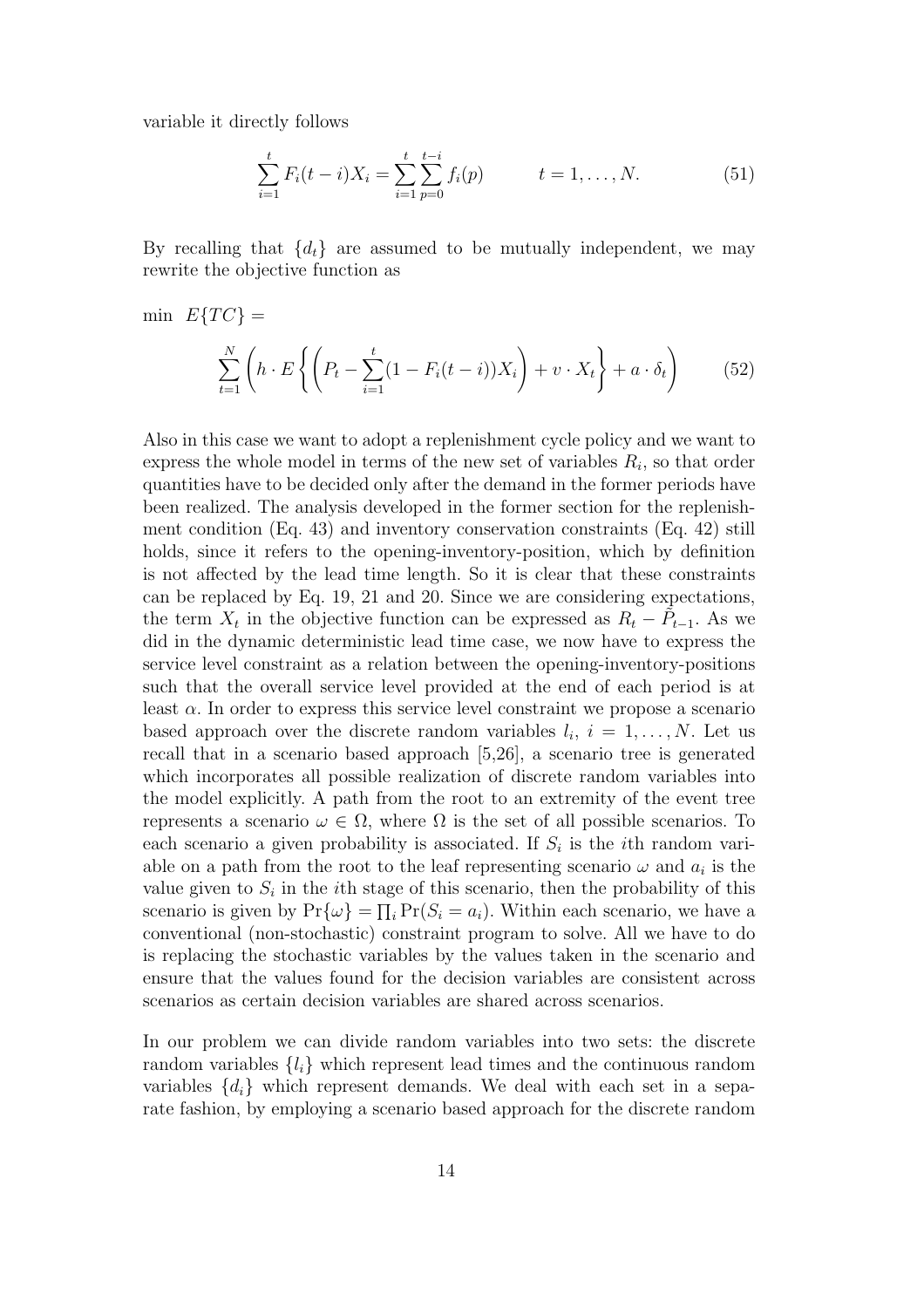variable it directly follows

$$\sum_{i=1}^{t} F_i(t-i)X_i = \sum_{i=1}^{t}\sum_{p=0}^{t-i} f_i(p) \qquad t = 1,\ldots,N. \tag{51}$$

By recalling that $\{d_t\}$ are assumed to be mutually independent, we may rewrite the objective function as

$$\min \ E\{TC\} =$$

$$\sum_{t=1}^{N}\left(h \cdot E\left\{\left(P_t - \sum_{i=1}^{t}(1-F_i(t-i))X_i\right) + v \cdot X_t\right\} + a \cdot \delta_t\right) \tag{52}$$

Also in this case we want to adopt a replenishment cycle policy and we want to express the whole model in terms of the new set of variables $R_i$, so that order quantities have to be decided only after the demand in the former periods have been realized. The analysis developed in the former section for the replenishment condition (Eq. 43) and inventory conservation constraints (Eq. 42) still holds, since it refers to the opening-inventory-position, which by definition is not affected by the lead time length. So it is clear that these constraints can be replaced by Eq. 19, 21 and 20. Since we are considering expectations, the term $X_t$ in the objective function can be expressed as $R_t - \tilde{P}_{t-1}$. As we did in the dynamic deterministic lead time case, we now have to express the service level constraint as a relation between the opening-inventory-positions such that the overall service level provided at the end of each period is at least $\alpha$. In order to express this service level constraint we propose a scenario based approach over the discrete random variables $l_i$, $i = 1,\ldots,N$. Let us recall that in a scenario based approach [5,26], a scenario tree is generated which incorporates all possible realization of discrete random variables into the model explicitly. A path from the root to an extremity of the event tree represents a scenario $\omega \in \Omega$, where $\Omega$ is the set of all possible scenarios. To each scenario a given probability is associated. If $S_i$ is the $i$th random variable on a path from the root to the leaf representing scenario $\omega$ and $a_i$ is the value given to $S_i$ in the $i$th stage of this scenario, then the probability of this scenario is given by $\Pr\{\omega\} = \prod_i \Pr(S_i = a_i)$. Within each scenario, we have a conventional (non-stochastic) constraint program to solve. All we have to do is replacing the stochastic variables by the values taken in the scenario and ensure that the values found for the decision variables are consistent across scenarios as certain decision variables are shared across scenarios.

In our problem we can divide random variables into two sets: the discrete random variables $\{l_i\}$ which represent lead times and the continuous random variables $\{d_i\}$ which represent demands. We deal with each set in a separate fashion, by employing a scenario based approach for the discrete random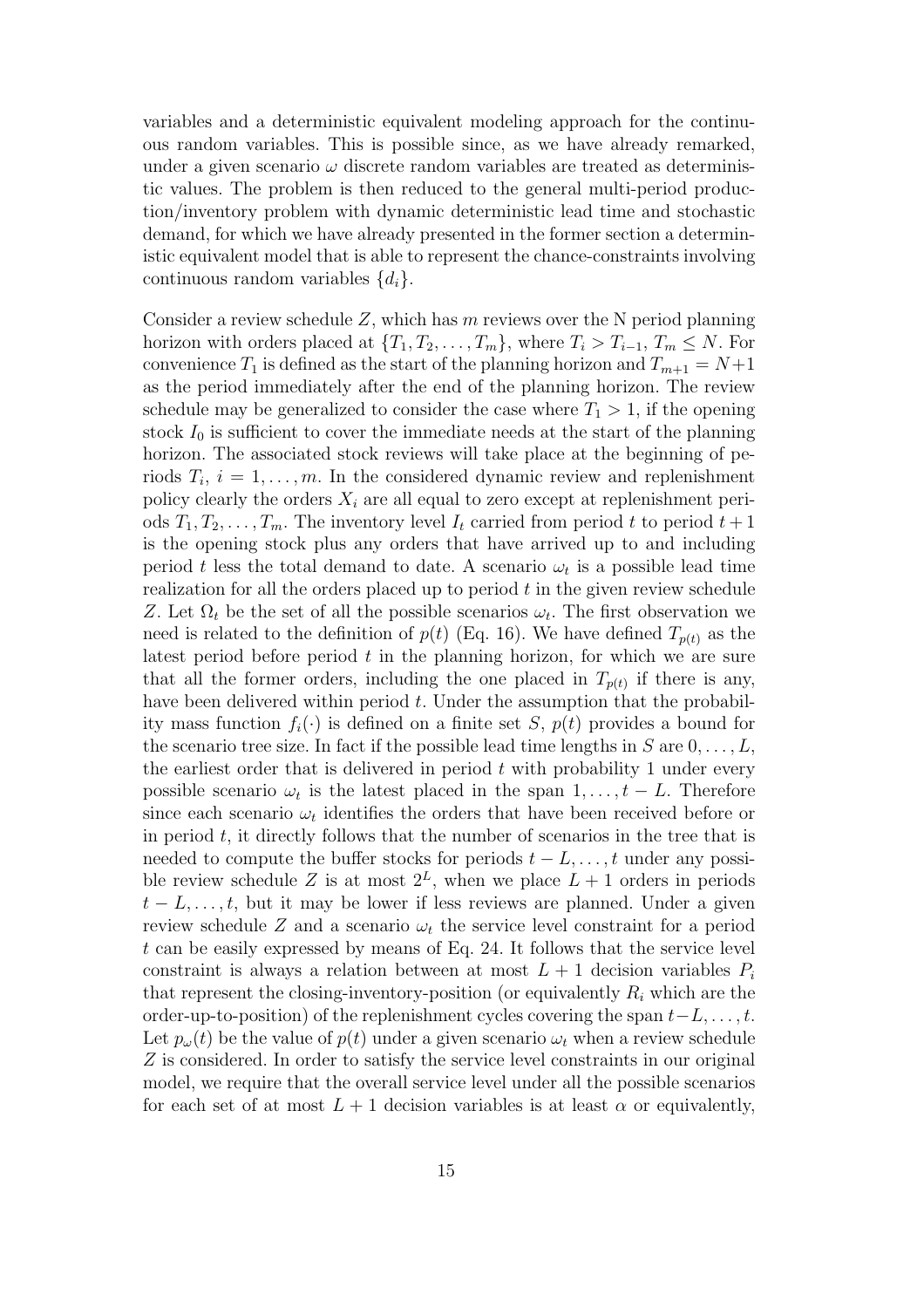variables and a deterministic equivalent modeling approach for the continuous random variables. This is possible since, as we have already remarked, under a given scenario $\omega$ discrete random variables are treated as deterministic values. The problem is then reduced to the general multi-period production/inventory problem with dynamic deterministic lead time and stochastic demand, for which we have already presented in the former section a deterministic equivalent model that is able to represent the chance-constraints involving continuous random variables $\{d_i\}$.

Consider a review schedule $Z$, which has $m$ reviews over the N period planning horizon with orders placed at $\{T_1, T_2, \ldots, T_m\}$, where $T_i > T_{i-1}$, $T_m \leq N$. For convenience $T_1$ is defined as the start of the planning horizon and $T_{m+1} = N+1$ as the period immediately after the end of the planning horizon. The review schedule may be generalized to consider the case where $T_1 > 1$, if the opening stock $I_0$ is sufficient to cover the immediate needs at the start of the planning horizon. The associated stock reviews will take place at the beginning of periods $T_i$, $i = 1, \ldots, m$. In the considered dynamic review and replenishment policy clearly the orders $X_i$ are all equal to zero except at replenishment periods $T_1, T_2, \ldots, T_m$. The inventory level $I_t$ carried from period $t$ to period $t+1$ is the opening stock plus any orders that have arrived up to and including period $t$ less the total demand to date. A scenario $\omega_t$ is a possible lead time realization for all the orders placed up to period $t$ in the given review schedule $Z$. Let $\Omega_t$ be the set of all the possible scenarios $\omega_t$. The first observation we need is related to the definition of $p(t)$ (Eq. 16). We have defined $T_{p(t)}$ as the latest period before period $t$ in the planning horizon, for which we are sure that all the former orders, including the one placed in $T_{p(t)}$ if there is any, have been delivered within period $t$. Under the assumption that the probability mass function $f_i(\cdot)$ is defined on a finite set $S$, $p(t)$ provides a bound for the scenario tree size. In fact if the possible lead time lengths in $S$ are $0, \ldots, L$, the earliest order that is delivered in period $t$ with probability 1 under every possible scenario $\omega_t$ is the latest placed in the span $1, \ldots, t-L$. Therefore since each scenario $\omega_t$ identifies the orders that have been received before or in period $t$, it directly follows that the number of scenarios in the tree that is needed to compute the buffer stocks for periods $t-L, \ldots, t$ under any possible review schedule $Z$ is at most $2^L$, when we place $L+1$ orders in periods $t-L, \ldots, t$, but it may be lower if less reviews are planned. Under a given review schedule $Z$ and a scenario $\omega_t$ the service level constraint for a period $t$ can be easily expressed by means of Eq. 24. It follows that the service level constraint is always a relation between at most $L+1$ decision variables $P_i$ that represent the closing-inventory-position (or equivalently $R_i$ which are the order-up-to-position) of the replenishment cycles covering the span $t-L, \ldots, t$. Let $p_\omega(t)$ be the value of $p(t)$ under a given scenario $\omega_t$ when a review schedule $Z$ is considered. In order to satisfy the service level constraints in our original model, we require that the overall service level under all the possible scenarios for each set of at most $L+1$ decision variables is at least $\alpha$ or equivalently,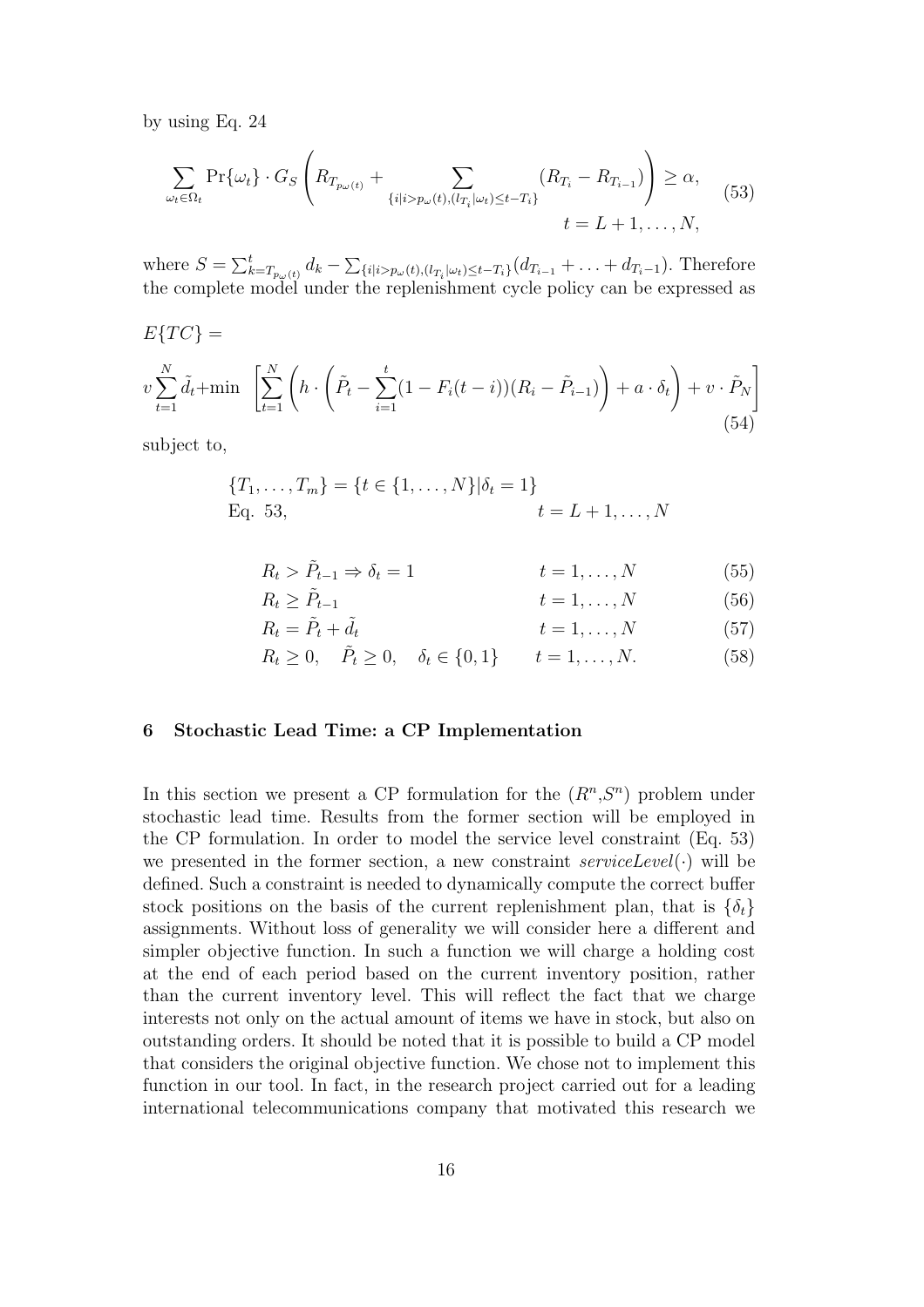by using Eq. 24

$$\sum_{\omega_t \in \Omega_t} \Pr\{\omega_t\} \cdot G_S \left( R_{T_{p_\omega(t)}} + \sum_{\{i | i > p_\omega(t), (l_{T_i}|\omega_t) \leq t - T_i\}} (R_{T_i} - R_{T_{i-1}}) \right) \geq \alpha, \quad t = L+1, \ldots, N, \tag{53}$$

where $S = \sum_{k=T_{p_\omega(t)}}^{t} d_k - \sum_{\{i | i > p_\omega(t), (l_{T_i}|\omega_t) \leq t - T_i\}} (d_{T_{i-1}} + \ldots + d_{T_i - 1})$. Therefore the complete model under the replenishment cycle policy can be expressed as

$$E\{TC\} =$$

$$v \sum_{t=1}^{N} \tilde{d}_t + \min \left[ \sum_{t=1}^{N} \left( h \cdot \left( \tilde{P}_t - \sum_{i=1}^{t} (1 - F_i(t-i))(R_i - \tilde{P}_{i-1}) \right) + a \cdot \delta_t \right) + v \cdot \tilde{P}_N \right] \tag{54}$$

subject to,

$$\{T_1, \ldots, T_m\} = \{t \in \{1, \ldots, N\} | \delta_t = 1\}$$

Eq. 53, $\qquad t = L+1, \ldots, N$

$$R_t > \tilde{P}_{t-1} \Rightarrow \delta_t = 1 \qquad t = 1, \ldots, N \tag{55}$$

$$R_t \geq \tilde{P}_{t-1} \qquad t = 1, \ldots, N \tag{56}$$

$$R_t = \tilde{P}_t + \tilde{d}_t \qquad t = 1, \ldots, N \tag{57}$$

$$R_t \geq 0, \quad \tilde{P}_t \geq 0, \quad \delta_t \in \{0, 1\} \qquad t = 1, \ldots, N. \tag{58}$$

## 6 Stochastic Lead Time: a CP Implementation

In this section we present a CP formulation for the ($R^n$,$S^n$) problem under stochastic lead time. Results from the former section will be employed in the CP formulation. In order to model the service level constraint (Eq. 53) we presented in the former section, a new constraint *serviceLevel*($\cdot$) will be defined. Such a constraint is needed to dynamically compute the correct buffer stock positions on the basis of the current replenishment plan, that is $\{\delta_t\}$ assignments. Without loss of generality we will consider here a different and simpler objective function. In such a function we will charge a holding cost at the end of each period based on the current inventory position, rather than the current inventory level. This will reflect the fact that we charge interests not only on the actual amount of items we have in stock, but also on outstanding orders. It should be noted that it is possible to build a CP model that considers the original objective function. We chose not to implement this function in our tool. In fact, in the research project carried out for a leading international telecommunications company that motivated this research we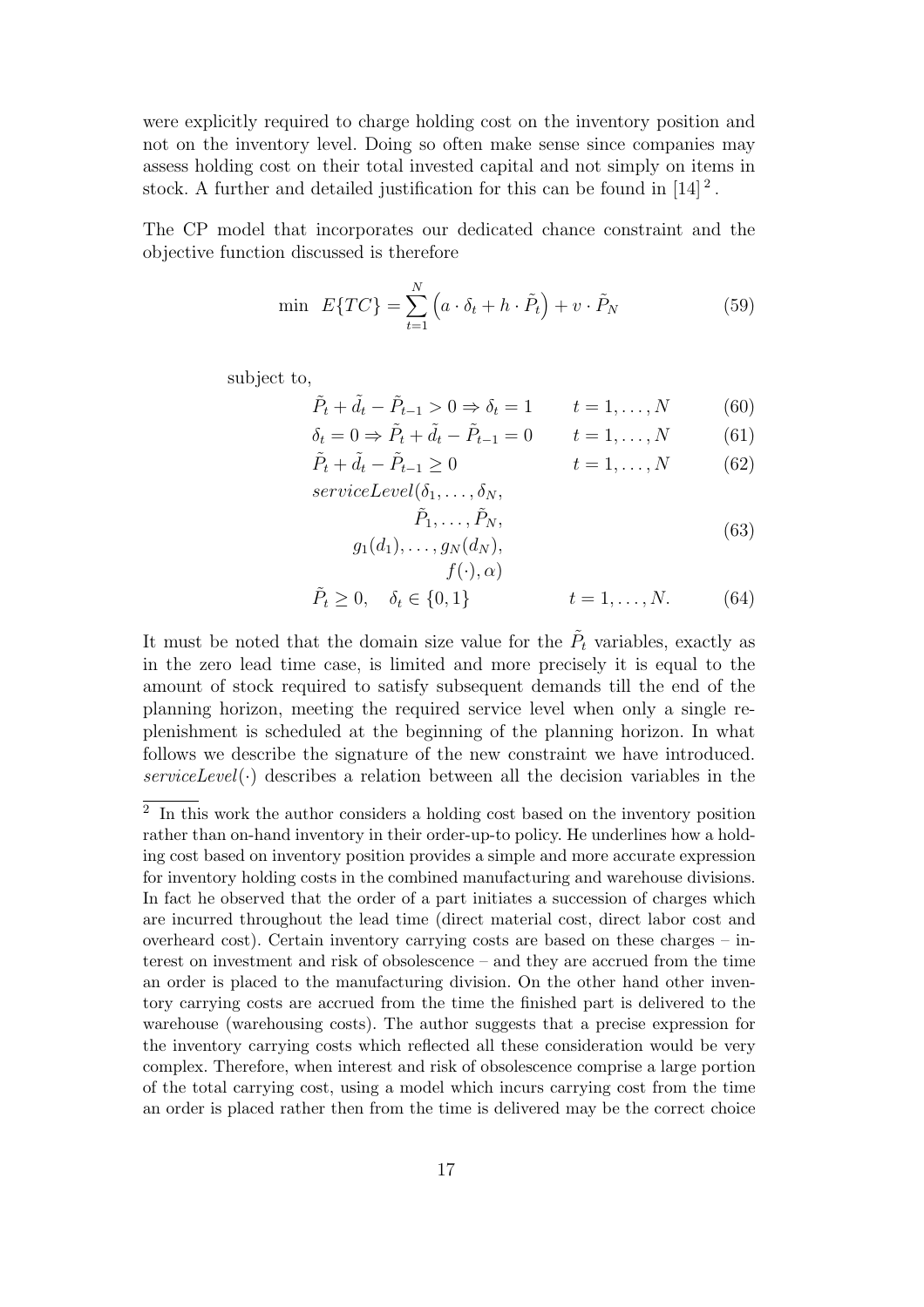were explicitly required to charge holding cost on the inventory position and not on the inventory level. Doing so often make sense since companies may assess holding cost on their total invested capital and not simply on items in stock. A further and detailed justification for this can be found in [14] [2].

The CP model that incorporates our dedicated chance constraint and the objective function discussed is therefore

$$\min \;\; E\{TC\} = \sum_{t=1}^{N} \left( a \cdot \delta_t + h \cdot \tilde{P}_t \right) + v \cdot \tilde{P}_N \tag{59}$$

subject to,

$$\tilde{P}_t + \tilde{d}_t - \tilde{P}_{t-1} > 0 \Rightarrow \delta_t = 1 \qquad t = 1, \ldots, N \tag{60}$$

$$\delta_t = 0 \Rightarrow \tilde{P}_t + \tilde{d}_t - \tilde{P}_{t-1} = 0 \qquad t = 1, \ldots, N \tag{61}$$

$$\tilde{P}_t + \tilde{d}_t - \tilde{P}_{t-1} \geq 0 \qquad t = 1, \ldots, N \tag{62}$$

$$\begin{aligned} &serviceLevel(\delta_1, \ldots, \delta_N, \\ &\qquad \tilde{P}_1, \ldots, \tilde{P}_N, \\ &\qquad g_1(d_1), \ldots, g_N(d_N), \\ &\qquad f(\cdot), \alpha) \end{aligned} \tag{63}$$

$$\tilde{P}_t \geq 0, \quad \delta_t \in \{0, 1\} \qquad t = 1, \ldots, N. \tag{64}$$

It must be noted that the domain size value for the $\tilde{P}_t$ variables, exactly as in the zero lead time case, is limited and more precisely it is equal to the amount of stock required to satisfy subsequent demands till the end of the planning horizon, meeting the required service level when only a single replenishment is scheduled at the beginning of the planning horizon. In what follows we describe the signature of the new constraint we have introduced. $serviceLevel(\cdot)$ describes a relation between all the decision variables in the

[2] In this work the author considers a holding cost based on the inventory position rather than on-hand inventory in their order-up-to policy. He underlines how a holding cost based on inventory position provides a simple and more accurate expression for inventory holding costs in the combined manufacturing and warehouse divisions. In fact he observed that the order of a part initiates a succession of charges which are incurred throughout the lead time (direct material cost, direct labor cost and overheard cost). Certain inventory carrying costs are based on these charges – interest on investment and risk of obsolescence – and they are accrued from the time an order is placed to the manufacturing division. On the other hand other inventory carrying costs are accrued from the time the finished part is delivered to the warehouse (warehousing costs). The author suggests that a precise expression for the inventory carrying costs which reflected all these consideration would be very complex. Therefore, when interest and risk of obsolescence comprise a large portion of the total carrying cost, using a model which incurs carrying cost from the time an order is placed rather then from the time is delivered may be the correct choice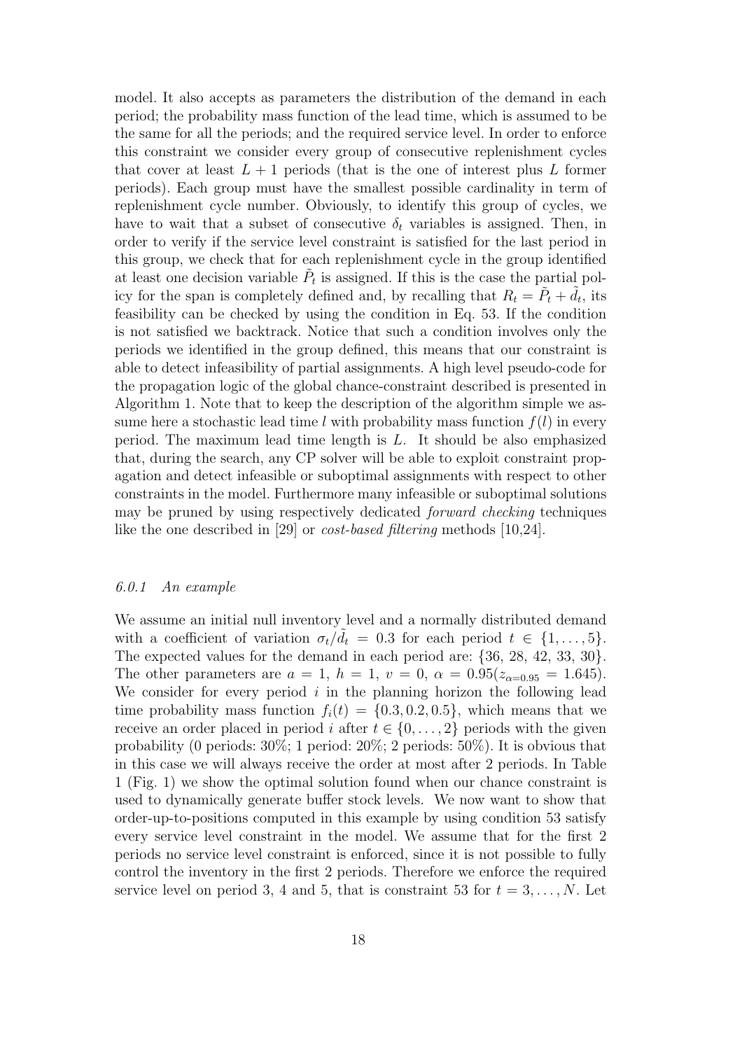model. It also accepts as parameters the distribution of the demand in each period; the probability mass function of the lead time, which is assumed to be the same for all the periods; and the required service level. In order to enforce this constraint we consider every group of consecutive replenishment cycles that cover at least $L + 1$ periods (that is the one of interest plus $L$ former periods). Each group must have the smallest possible cardinality in term of replenishment cycle number. Obviously, to identify this group of cycles, we have to wait that a subset of consecutive $\delta_t$ variables is assigned. Then, in order to verify if the service level constraint is satisfied for the last period in this group, we check that for each replenishment cycle in the group identified at least one decision variable $\tilde{P}_t$ is assigned. If this is the case the partial policy for the span is completely defined and, by recalling that $R_t = \tilde{P}_t + \tilde{d}_t$, its feasibility can be checked by using the condition in Eq. 53. If the condition is not satisfied we backtrack. Notice that such a condition involves only the periods we identified in the group defined, this means that our constraint is able to detect infeasibility of partial assignments. A high level pseudo-code for the propagation logic of the global chance-constraint described is presented in Algorithm 1. Note that to keep the description of the algorithm simple we assume here a stochastic lead time $l$ with probability mass function $f(l)$ in every period. The maximum lead time length is $L$. It should be also emphasized that, during the search, any CP solver will be able to exploit constraint propagation and detect infeasible or suboptimal assignments with respect to other constraints in the model. Furthermore many infeasible or suboptimal solutions may be pruned by using respectively dedicated *forward checking* techniques like the one described in [29] or *cost-based filtering* methods [10,24].

#### 6.0.1 An example

We assume an initial null inventory level and a normally distributed demand with a coefficient of variation $\sigma_t/\tilde{d}_t = 0.3$ for each period $t \in \{1, \ldots, 5\}$. The expected values for the demand in each period are: {36, 28, 42, 33, 30}. The other parameters are $a = 1$, $h = 1$, $v = 0$, $\alpha = 0.95 (z_{\alpha=0.95} = 1.645)$. We consider for every period $i$ in the planning horizon the following lead time probability mass function $f_i(t) = \{0.3, 0.2, 0.5\}$, which means that we receive an order placed in period $i$ after $t \in \{0, \ldots, 2\}$ periods with the given probability (0 periods: 30%; 1 period: 20%; 2 periods: 50%). It is obvious that in this case we will always receive the order at most after 2 periods. In Table 1 (Fig. 1) we show the optimal solution found when our chance constraint is used to dynamically generate buffer stock levels. We now want to show that order-up-to-positions computed in this example by using condition 53 satisfy every service level constraint in the model. We assume that for the first 2 periods no service level constraint is enforced, since it is not possible to fully control the inventory in the first 2 periods. Therefore we enforce the required service level on period 3, 4 and 5, that is constraint 53 for $t = 3, \ldots, N$. Let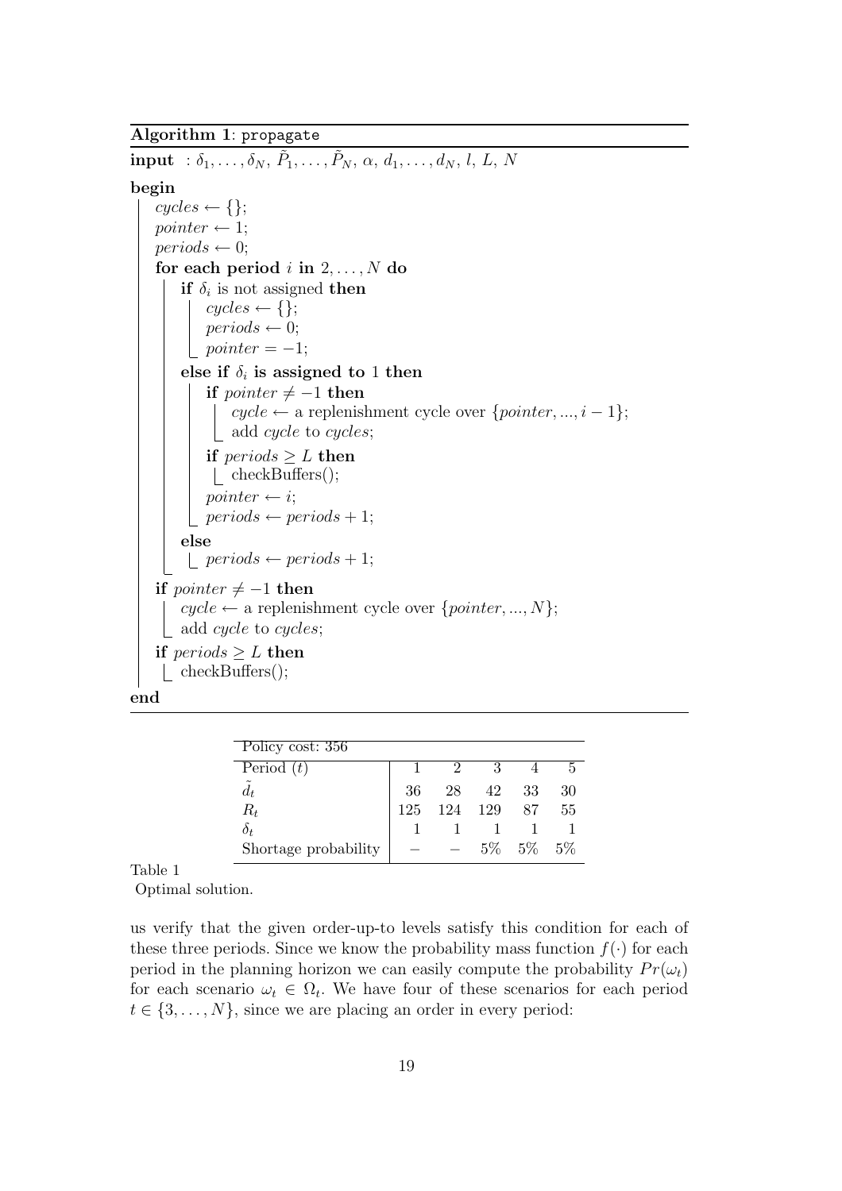**Algorithm 1**: propagate

```
input  : δ_1, ..., δ_N, P̃_1, ..., P̃_N, α, d_1, ..., d_N, l, L, N
begin
    cycles ← {};
    pointer ← 1;
    periods ← 0;
    for each period i in 2, ..., N do
        if δ_i is not assigned then
            cycles ← {};
            periods ← 0;
            pointer = −1;
        else if δ_i is assigned to 1 then
            if pointer ≠ −1 then
                cycle ← a replenishment cycle over {pointer, ..., i − 1};
                add cycle to cycles;
            if periods ≥ L then
                checkBuffers();
            pointer ← i;
            periods ← periods + 1;
        else
            periods ← periods + 1;
    if pointer ≠ −1 then
        cycle ← a replenishment cycle over {pointer, ..., N};
        add cycle to cycles;
    if periods ≥ L then
        checkBuffers();
end
```

| Policy cost: 356 | | | | | |
|---|---|---|---|---|---|
| Period ($t$) | 1 | 2 | 3 | 4 | 5 |
| $\tilde{d}_t$ | 36 | 28 | 42 | 33 | 30 |
| $R_t$ | 125 | 124 | 129 | 87 | 55 |
| $\delta_t$ | 1 | 1 | 1 | 1 | 1 |
| Shortage probability | – | – | 5% | 5% | 5% |

Table 1
Optimal solution.

us verify that the given order-up-to levels satisfy this condition for each of these three periods. Since we know the probability mass function $f(\cdot)$ for each period in the planning horizon we can easily compute the probability $Pr(\omega_t)$ for each scenario $\omega_t \in \Omega_t$. We have four of these scenarios for each period $t \in \{3, \dots, N\}$, since we are placing an order in every period: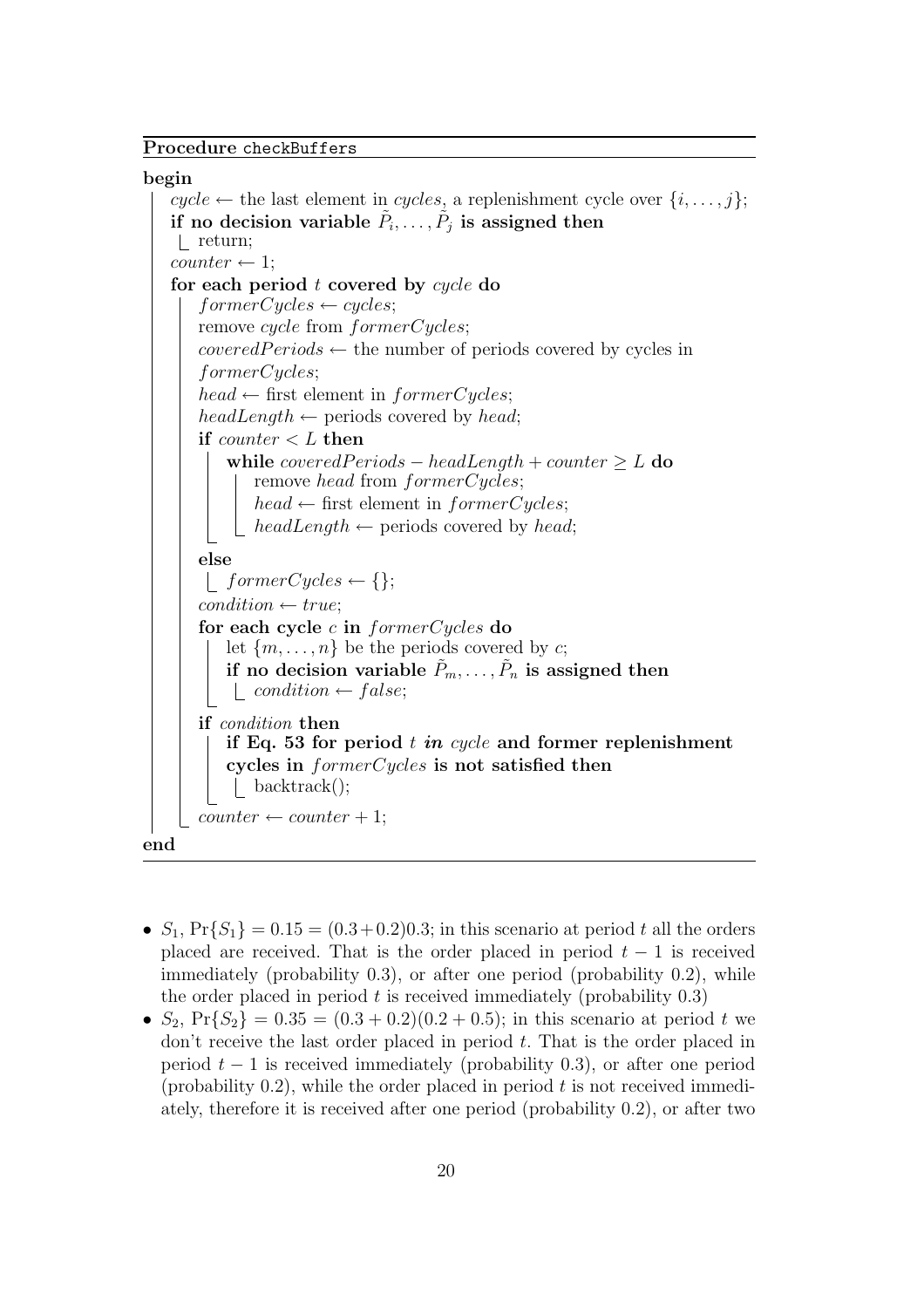**Procedure** `checkBuffers`

```
begin
    cycle ← the last element in cycles, a replenishment cycle over {i, ..., j};
    if no decision variable P̃_i, ..., P̃_j is assigned then
        return;
    counter ← 1;
    for each period t covered by cycle do
        formerCycles ← cycles;
        remove cycle from formerCycles;
        coveredPeriods ← the number of periods covered by cycles in
        formerCycles;
        head ← first element in formerCycles;
        headLength ← periods covered by head;
        if counter < L then
            while coveredPeriods − headLength + counter ≥ L do
                remove head from formerCycles;
                head ← first element in formerCycles;
                headLength ← periods covered by head;
        else
            formerCycles ← {};
        condition ← true;
        for each cycle c in formerCycles do
            let {m, ..., n} be the periods covered by c;
            if no decision variable P̃_m, ..., P̃_n is assigned then
                condition ← false;
        if condition then
            if Eq. 53 for period t in cycle and former replenishment
            cycles in formerCycles is not satisfied then
                backtrack();
        counter ← counter + 1;
end
```

- $S_1$, $\Pr\{S_1\} = 0.15 = (0.3+0.2)0.3$; in this scenario at period $t$ all the orders placed are received. That is the order placed in period $t-1$ is received immediately (probability 0.3), or after one period (probability 0.2), while the order placed in period $t$ is received immediately (probability 0.3)
- $S_2$, $\Pr\{S_2\} = 0.35 = (0.3+0.2)(0.2+0.5)$; in this scenario at period $t$ we don't receive the last order placed in period $t$. That is the order placed in period $t-1$ is received immediately (probability 0.3), or after one period (probability 0.2), while the order placed in period $t$ is not received immediately, therefore it is received after one period (probability 0.2), or after two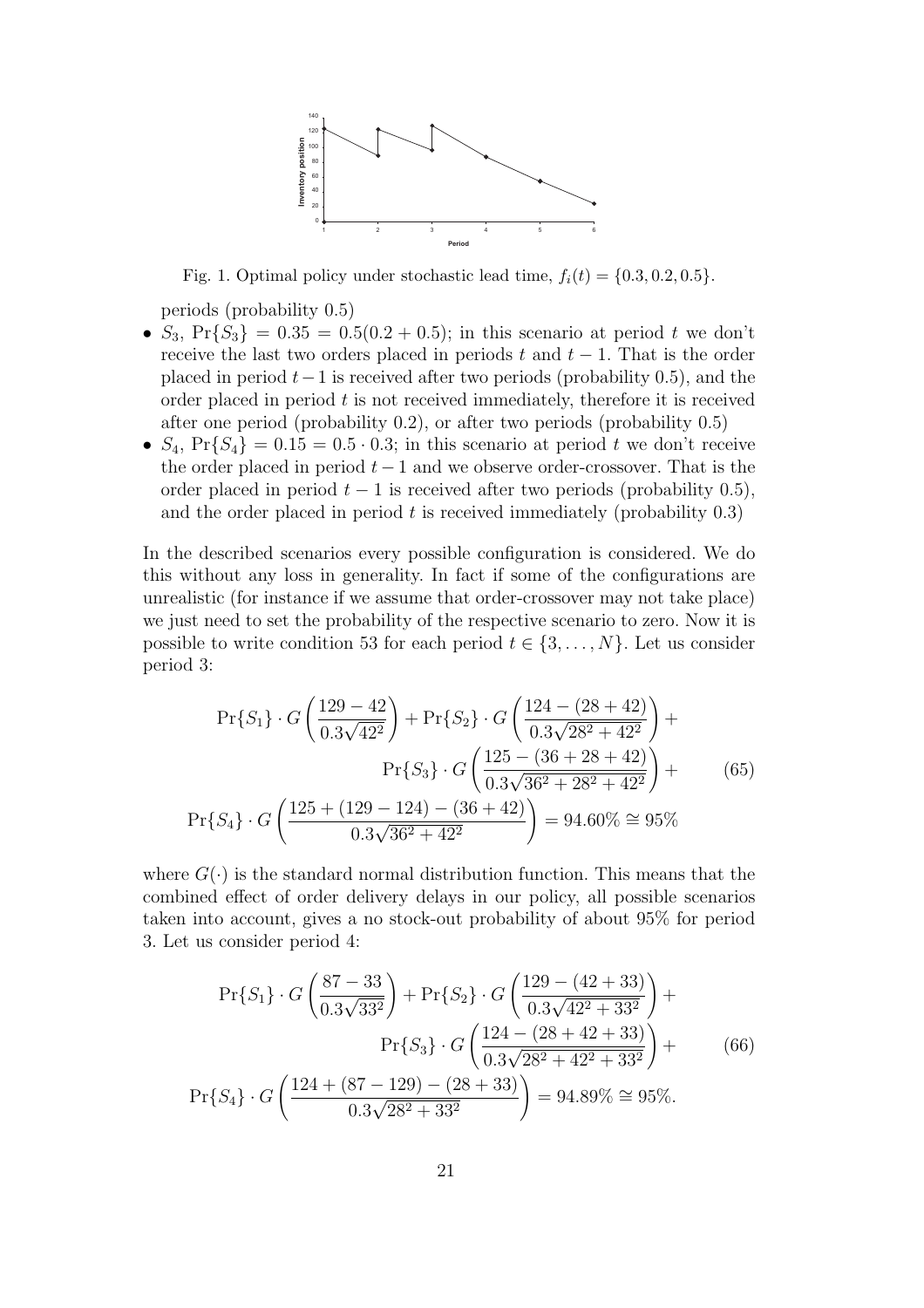Fig. 1. Optimal policy under stochastic lead time, $f_i(t) = \{0.3, 0.2, 0.5\}$.

periods (probability 0.5)

- $S_3$, $\Pr\{S_3\} = 0.35 = 0.5(0.2 + 0.5)$; in this scenario at period $t$ we don't receive the last two orders placed in periods $t$ and $t-1$. That is the order placed in period $t-1$ is received after two periods (probability 0.5), and the order placed in period $t$ is not received immediately, therefore it is received after one period (probability 0.2), or after two periods (probability 0.5)
- $S_4$, $\Pr\{S_4\} = 0.15 = 0.5 \cdot 0.3$; in this scenario at period $t$ we don't receive the order placed in period $t-1$ and we observe order-crossover. That is the order placed in period $t-1$ is received after two periods (probability 0.5), and the order placed in period $t$ is received immediately (probability 0.3)

In the described scenarios every possible configuration is considered. We do this without any loss in generality. In fact if some of the configurations are unrealistic (for instance if we assume that order-crossover may not take place) we just need to set the probability of the respective scenario to zero. Now it is possible to write condition 53 for each period $t \in \{3, \dots, N\}$. Let us consider period 3:

$$
\begin{aligned}
\Pr\{S_1\} \cdot G\left(\frac{129-42}{0.3\sqrt{42^2}}\right) + \Pr\{S_2\} \cdot G\left(\frac{124-(28+42)}{0.3\sqrt{28^2+42^2}}\right) + \\
\Pr\{S_3\} \cdot G\left(\frac{125-(36+28+42)}{0.3\sqrt{36^2+28^2+42^2}}\right) + \\
\Pr\{S_4\} \cdot G\left(\frac{125+(129-124)-(36+42)}{0.3\sqrt{36^2+42^2}}\right) = 94.60\% \cong 95\%
\end{aligned}
\tag{65}
$$

where $G(\cdot)$ is the standard normal distribution function. This means that the combined effect of order delivery delays in our policy, all possible scenarios taken into account, gives a no stock-out probability of about 95% for period 3. Let us consider period 4:

$$
\begin{aligned}
\Pr\{S_1\} \cdot G\left(\frac{87-33}{0.3\sqrt{33^2}}\right) + \Pr\{S_2\} \cdot G\left(\frac{129-(42+33)}{0.3\sqrt{42^2+33^2}}\right) + \\
\Pr\{S_3\} \cdot G\left(\frac{124-(28+42+33)}{0.3\sqrt{28^2+42^2+33^2}}\right) + \\
\Pr\{S_4\} \cdot G\left(\frac{124+(87-129)-(28+33)}{0.3\sqrt{28^2+33^2}}\right) = 94.89\% \cong 95\%.
\end{aligned}
\tag{66}
$$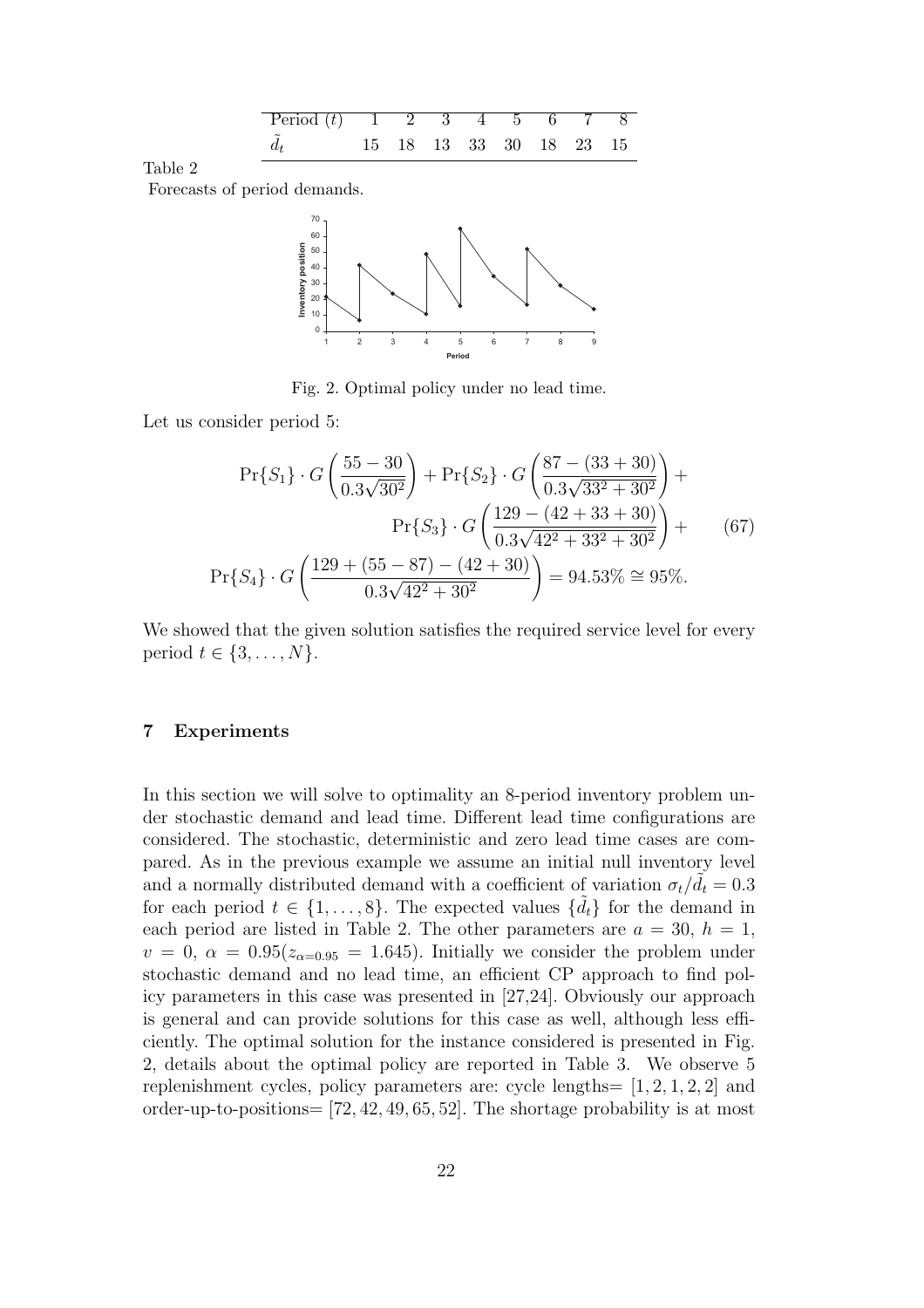| Period ($t$) | 1 | 2 | 3 | 4 | 5 | 6 | 7 | 8 |
|---|---|---|---|---|---|---|---|---|
| $\tilde{d}_t$ | 15 | 18 | 13 | 33 | 30 | 18 | 23 | 15 |

Table 2

Forecasts of period demands.

Fig. 2. Optimal policy under no lead time.

Let us consider period 5:

$$
\begin{aligned}
&\Pr\{S_1\}\cdot G\left(\frac{55-30}{0.3\sqrt{30^2}}\right)+\Pr\{S_2\}\cdot G\left(\frac{87-(33+30)}{0.3\sqrt{33^2+30^2}}\right)+\\
&\qquad\Pr\{S_3\}\cdot G\left(\frac{129-(42+33+30)}{0.3\sqrt{42^2+33^2+30^2}}\right)+ \qquad (67)\\
&\Pr\{S_4\}\cdot G\left(\frac{129+(55-87)-(42+30)}{0.3\sqrt{42^2+30^2}}\right)=94.53\%\cong 95\%.
\end{aligned}
$$

We showed that the given solution satisfies the required service level for every period $t\in\{3,\dots,N\}$.

## 7 Experiments

In this section we will solve to optimality an 8-period inventory problem under stochastic demand and lead time. Different lead time configurations are considered. The stochastic, deterministic and zero lead time cases are compared. As in the previous example we assume an initial null inventory level and a normally distributed demand with a coefficient of variation $\sigma_t/\tilde{d}_t = 0.3$ for each period $t\in\{1,\dots,8\}$. The expected values $\{\tilde{d}_t\}$ for the demand in each period are listed in Table 2. The other parameters are $a = 30$, $h = 1$, $v = 0$, $\alpha = 0.95(z_{\alpha=0.95} = 1.645)$. Initially we consider the problem under stochastic demand and no lead time, an efficient CP approach to find policy parameters in this case was presented in [27,24]. Obviously our approach is general and can provide solutions for this case as well, although less efficiently. The optimal solution for the instance considered is presented in Fig. 2, details about the optimal policy are reported in Table 3. We observe 5 replenishment cycles, policy parameters are: cycle lengths= [1, 2, 1, 2, 2] and order-up-to-positions= [72, 42, 49, 65, 52]. The shortage probability is at most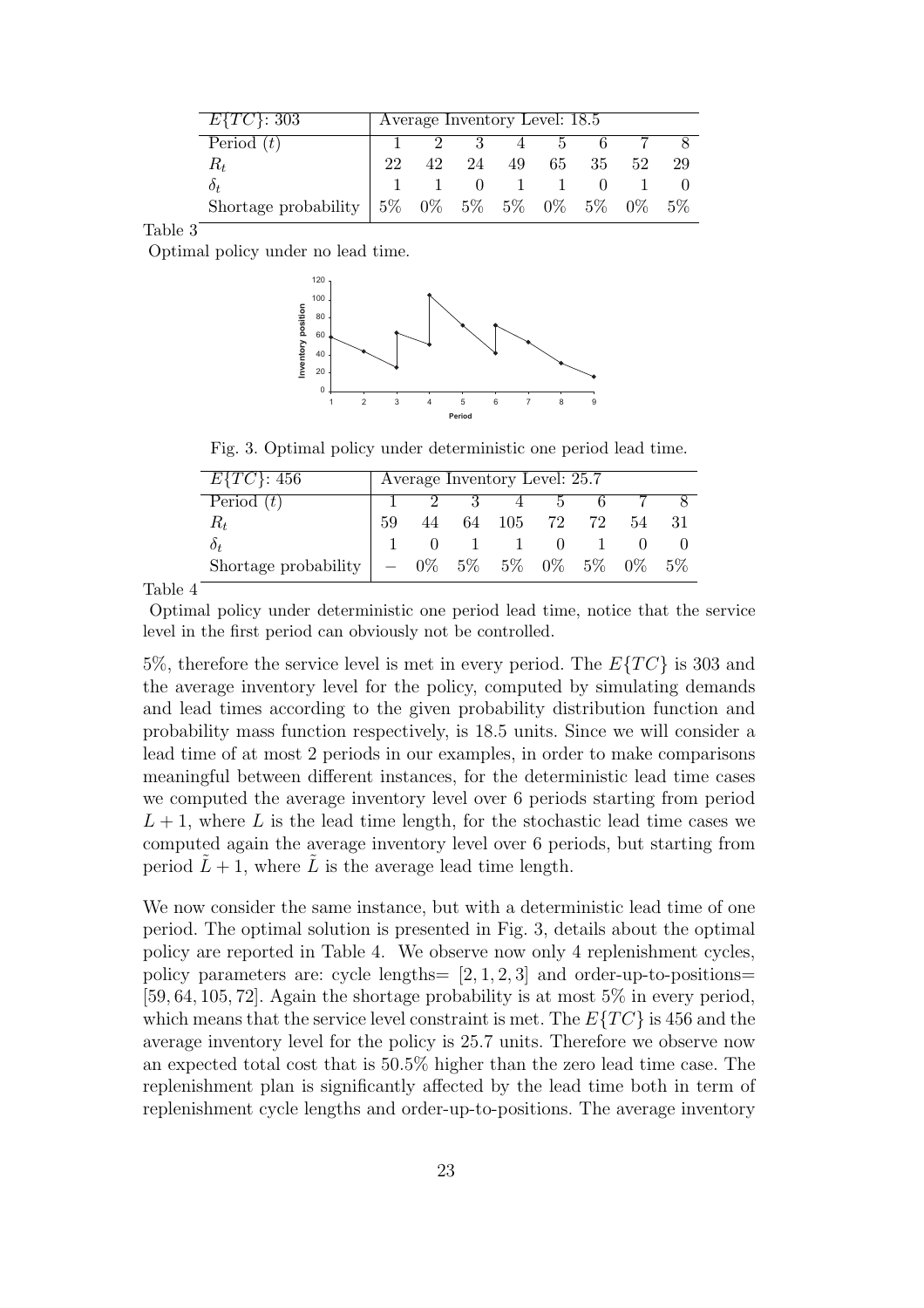| $E\{TC\}$: 303 | Average Inventory Level: 18.5 | | | | | | | |
|---|---|---|---|---|---|---|---|---|
| Period ($t$) | 1 | 2 | 3 | 4 | 5 | 6 | 7 | 8 |
| $R_t$ | 22 | 42 | 24 | 49 | 65 | 35 | 52 | 29 |
| $\delta_t$ | 1 | 1 | 0 | 1 | 1 | 0 | 1 | 0 |
| Shortage probability | 5% | 0% | 5% | 5% | 0% | 5% | 0% | 5% |

Table 3

Optimal policy under no lead time.

Fig. 3. Optimal policy under deterministic one period lead time.

| $E\{TC\}$: 456 | Average Inventory Level: 25.7 | | | | | | | |
|---|---|---|---|---|---|---|---|---|
| Period ($t$) | 1 | 2 | 3 | 4 | 5 | 6 | 7 | 8 |
| $R_t$ | 59 | 44 | 64 | 105 | 72 | 72 | 54 | 31 |
| $\delta_t$ | 1 | 0 | 1 | 1 | 0 | 1 | 0 | 0 |
| Shortage probability | – | 0% | 5% | 5% | 0% | 5% | 0% | 5% |

Table 4

Optimal policy under deterministic one period lead time, notice that the service level in the first period can obviously not be controlled.

5%, therefore the service level is met in every period. The $E\{TC\}$ is 303 and the average inventory level for the policy, computed by simulating demands and lead times according to the given probability distribution function and probability mass function respectively, is 18.5 units. Since we will consider a lead time of at most 2 periods in our examples, in order to make comparisons meaningful between different instances, for the deterministic lead time cases we computed the average inventory level over 6 periods starting from period $L+1$, where $L$ is the lead time length, for the stochastic lead time cases we computed again the average inventory level over 6 periods, but starting from period $\tilde{L}+1$, where $\tilde{L}$ is the average lead time length.

We now consider the same instance, but with a deterministic lead time of one period. The optimal solution is presented in Fig. 3, details about the optimal policy are reported in Table 4. We observe now only 4 replenishment cycles, policy parameters are: cycle lengths= $[2, 1, 2, 3]$ and order-up-to-positions= $[59, 64, 105, 72]$. Again the shortage probability is at most 5% in every period, which means that the service level constraint is met. The $E\{TC\}$ is 456 and the average inventory level for the policy is 25.7 units. Therefore we observe now an expected total cost that is 50.5% higher than the zero lead time case. The replenishment plan is significantly affected by the lead time both in term of replenishment cycle lengths and order-up-to-positions. The average inventory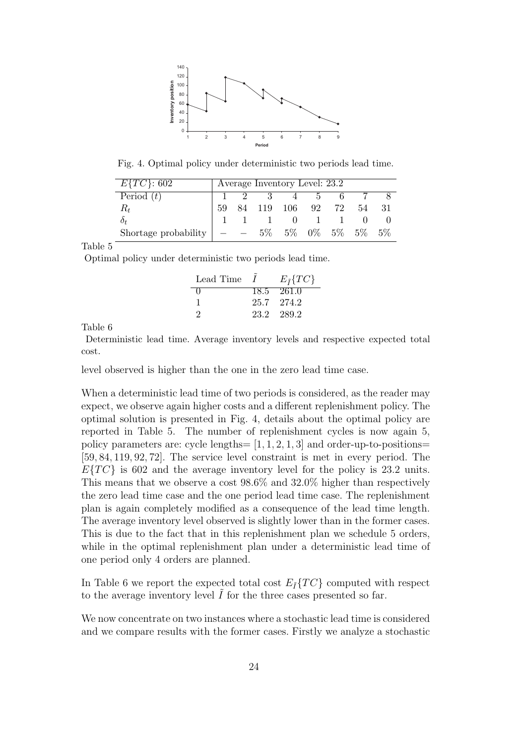Fig. 4. Optimal policy under deterministic two periods lead time.

| $E\{TC\}$: 602 | Average Inventory Level: 23.2 | | | | | | | |
|---|---|---|---|---|---|---|---|---|
| Period ($t$) | 1 | 2 | 3 | 4 | 5 | 6 | 7 | 8 |
| $R_t$ | 59 | 84 | 119 | 106 | 92 | 72 | 54 | 31 |
| $\delta_t$ | 1 | 1 | 1 | 0 | 1 | 1 | 0 | 0 |
| Shortage probability | $-$ | $-$ | 5% | 5% | 0% | 5% | 5% | 5% |

Table 5

Optimal policy under deterministic two periods lead time.

| Lead Time | $\tilde{I}$ | $E_{\tilde{I}}\{TC\}$ |
|---|---|---|
| 0 | 18.5 | 261.0 |
| 1 | 25.7 | 274.2 |
| 2 | 23.2 | 289.2 |

Table 6

Deterministic lead time. Average inventory levels and respective expected total cost.

level observed is higher than the one in the zero lead time case.

When a deterministic lead time of two periods is considered, as the reader may expect, we observe again higher costs and a different replenishment policy. The optimal solution is presented in Fig. 4, details about the optimal policy are reported in Table 5. The number of replenishment cycles is now again 5, policy parameters are: cycle lengths= $[1, 1, 2, 1, 3]$ and order-up-to-positions= $[59, 84, 119, 92, 72]$. The service level constraint is met in every period. The $E\{TC\}$ is 602 and the average inventory level for the policy is 23.2 units. This means that we observe a cost 98.6% and 32.0% higher than respectively the zero lead time case and the one period lead time case. The replenishment plan is again completely modified as a consequence of the lead time length. The average inventory level observed is slightly lower than in the former cases. This is due to the fact that in this replenishment plan we schedule 5 orders, while in the optimal replenishment plan under a deterministic lead time of one period only 4 orders are planned.

In Table 6 we report the expected total cost $E_{\tilde{I}}\{TC\}$ computed with respect to the average inventory level $\tilde{I}$ for the three cases presented so far.

We now concentrate on two instances where a stochastic lead time is considered and we compare results with the former cases. Firstly we analyze a stochastic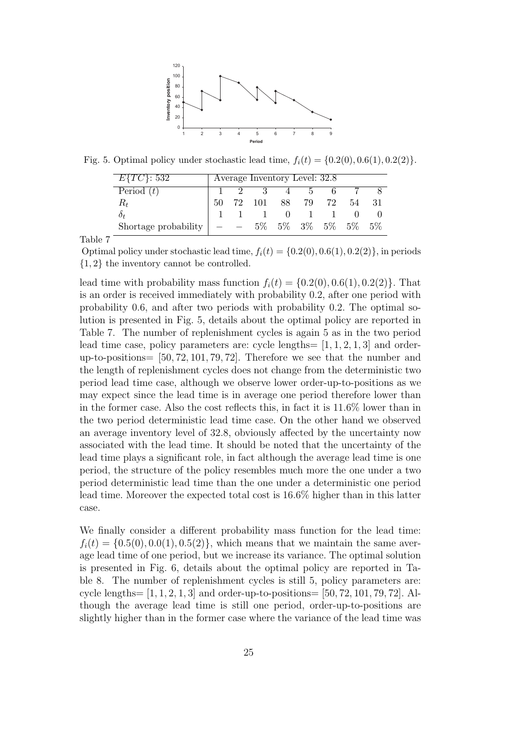Fig. 5. Optimal policy under stochastic lead time, $f_i(t) = \{0.2(0), 0.6(1), 0.2(2)\}$.

| $E\{TC\}$: 532 | Average Inventory Level: 32.8 | | | | | | | |
|---|---|---|---|---|---|---|---|---|
| Period ($t$) | 1 | 2 | 3 | 4 | 5 | 6 | 7 | 8 |
| $R_t$ | 50 | 72 | 101 | 88 | 79 | 72 | 54 | 31 |
| $\delta_t$ | 1 | 1 | 1 | 0 | 1 | 1 | 0 | 0 |
| Shortage probability | – | – | 5% | 5% | 3% | 5% | 5% | 5% |

Table 7

Optimal policy under stochastic lead time, $f_i(t) = \{0.2(0), 0.6(1), 0.2(2)\}$, in periods $\{1, 2\}$ the inventory cannot be controlled.

lead time with probability mass function $f_i(t) = \{0.2(0), 0.6(1), 0.2(2)\}$. That is an order is received immediately with probability 0.2, after one period with probability 0.6, and after two periods with probability 0.2. The optimal solution is presented in Fig. 5, details about the optimal policy are reported in Table 7. The number of replenishment cycles is again 5 as in the two period lead time case, policy parameters are: cycle lengths= $[1, 1, 2, 1, 3]$ and order-up-to-positions= $[50, 72, 101, 79, 72]$. Therefore we see that the number and the length of replenishment cycles does not change from the deterministic two period lead time case, although we observe lower order-up-to-positions as we may expect since the lead time is in average one period therefore lower than in the former case. Also the cost reflects this, in fact it is 11.6% lower than in the two period deterministic lead time case. On the other hand we observed an average inventory level of 32.8, obviously affected by the uncertainty now associated with the lead time. It should be noted that the uncertainty of the lead time plays a significant role, in fact although the average lead time is one period, the structure of the policy resembles much more the one under a two period deterministic lead time than the one under a deterministic one period lead time. Moreover the expected total cost is 16.6% higher than in this latter case.

We finally consider a different probability mass function for the lead time: $f_i(t) = \{0.5(0), 0.0(1), 0.5(2)\}$, which means that we maintain the same average lead time of one period, but we increase its variance. The optimal solution is presented in Fig. 6, details about the optimal policy are reported in Table 8. The number of replenishment cycles is still 5, policy parameters are: cycle lengths= $[1, 1, 2, 1, 3]$ and order-up-to-positions= $[50, 72, 101, 79, 72]$. Although the average lead time is still one period, order-up-to-positions are slightly higher than in the former case where the variance of the lead time was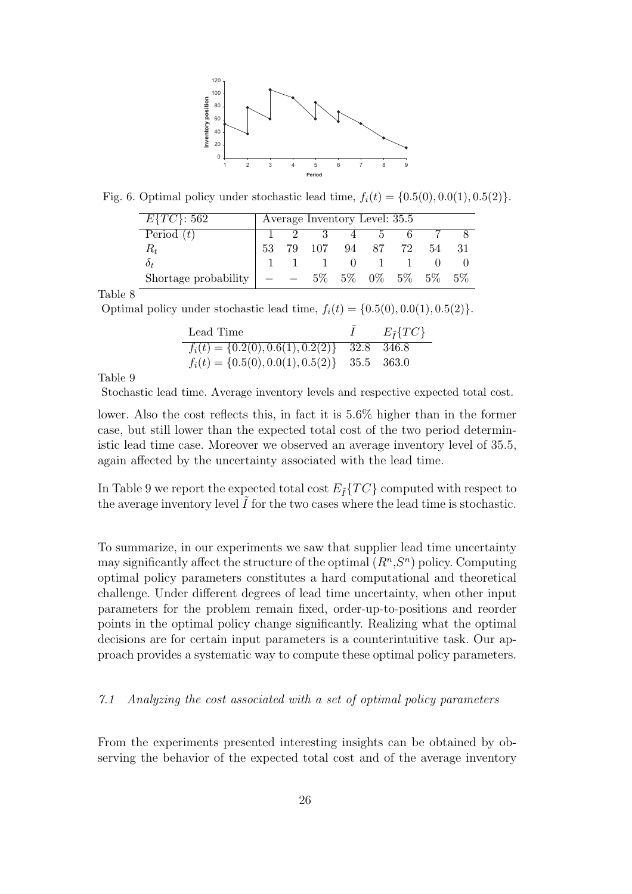Fig. 6. Optimal policy under stochastic lead time, $f_i(t) = \{0.5(0), 0.0(1), 0.5(2)\}$.

| $E\{TC\}$: 562 | Average Inventory Level: 35.5 | | | | | | | |
|---|---|---|---|---|---|---|---|---|
| Period $(t)$ | 1 | 2 | 3 | 4 | 5 | 6 | 7 | 8 |
| $R_t$ | 53 | 79 | 107 | 94 | 87 | 72 | 54 | 31 |
| $\delta_t$ | 1 | 1 | 1 | 0 | 1 | 1 | 0 | 0 |
| Shortage probability | – | – | 5% | 5% | 0% | 5% | 5% | 5% |

Table 8

Optimal policy under stochastic lead time, $f_i(t) = \{0.5(0), 0.0(1), 0.5(2)\}$.

| Lead Time | $\tilde{I}$ | $E_{\tilde{I}}\{TC\}$ |
|---|---|---|
| $f_i(t) = \{0.2(0), 0.6(1), 0.2(2)\}$ | 32.8 | 346.8 |
| $f_i(t) = \{0.5(0), 0.0(1), 0.5(2)\}$ | 35.5 | 363.0 |

Table 9

Stochastic lead time. Average inventory levels and respective expected total cost.

lower. Also the cost reflects this, in fact it is 5.6% higher than in the former case, but still lower than the expected total cost of the two period deterministic lead time case. Moreover we observed an average inventory level of 35.5, again affected by the uncertainty associated with the lead time.

In Table 9 we report the expected total cost $E_{\tilde{I}}\{TC\}$ computed with respect to the average inventory level $\tilde{I}$ for the two cases where the lead time is stochastic.

To summarize, in our experiments we saw that supplier lead time uncertainty may significantly affect the structure of the optimal $(R^n, S^n)$ policy. Computing optimal policy parameters constitutes a hard computational and theoretical challenge. Under different degrees of lead time uncertainty, when other input parameters for the problem remain fixed, order-up-to-positions and reorder points in the optimal policy change significantly. Realizing what the optimal decisions are for certain input parameters is a counterintuitive task. Our approach provides a systematic way to compute these optimal policy parameters.

### *7.1 Analyzing the cost associated with a set of optimal policy parameters*

From the experiments presented interesting insights can be obtained by observing the behavior of the expected total cost and of the average inventory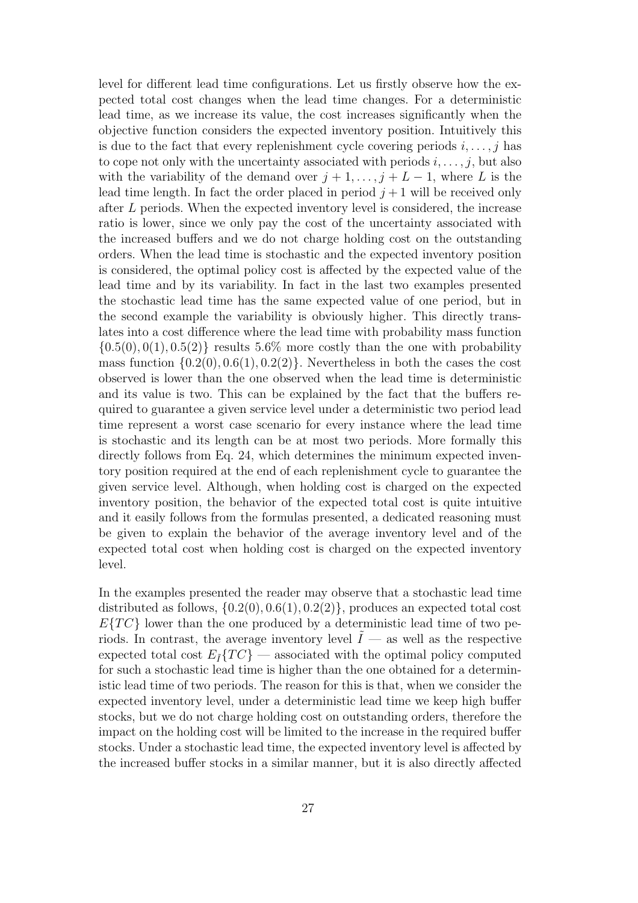level for different lead time configurations. Let us firstly observe how the expected total cost changes when the lead time changes. For a deterministic lead time, as we increase its value, the cost increases significantly when the objective function considers the expected inventory position. Intuitively this is due to the fact that every replenishment cycle covering periods $i, \ldots, j$ has to cope not only with the uncertainty associated with periods $i, \ldots, j$, but also with the variability of the demand over $j+1, \ldots, j+L-1$, where $L$ is the lead time length. In fact the order placed in period $j+1$ will be received only after $L$ periods. When the expected inventory level is considered, the increase ratio is lower, since we only pay the cost of the uncertainty associated with the increased buffers and we do not charge holding cost on the outstanding orders. When the lead time is stochastic and the expected inventory position is considered, the optimal policy cost is affected by the expected value of the lead time and by its variability. In fact in the last two examples presented the stochastic lead time has the same expected value of one period, but in the second example the variability is obviously higher. This directly translates into a cost difference where the lead time with probability mass function $\{0.5(0), 0(1), 0.5(2)\}$ results 5.6% more costly than the one with probability mass function $\{0.2(0), 0.6(1), 0.2(2)\}$. Nevertheless in both the cases the cost observed is lower than the one observed when the lead time is deterministic and its value is two. This can be explained by the fact that the buffers required to guarantee a given service level under a deterministic two period lead time represent a worst case scenario for every instance where the lead time is stochastic and its length can be at most two periods. More formally this directly follows from Eq. 24, which determines the minimum expected inventory position required at the end of each replenishment cycle to guarantee the given service level. Although, when holding cost is charged on the expected inventory position, the behavior of the expected total cost is quite intuitive and it easily follows from the formulas presented, a dedicated reasoning must be given to explain the behavior of the average inventory level and of the expected total cost when holding cost is charged on the expected inventory level.

In the examples presented the reader may observe that a stochastic lead time distributed as follows, $\{0.2(0), 0.6(1), 0.2(2)\}$, produces an expected total cost $E\{TC\}$ lower than the one produced by a deterministic lead time of two periods. In contrast, the average inventory level $\tilde{I}$ — as well as the respective expected total cost $E_{\tilde{I}}\{TC\}$ — associated with the optimal policy computed for such a stochastic lead time is higher than the one obtained for a deterministic lead time of two periods. The reason for this is that, when we consider the expected inventory level, under a deterministic lead time we keep high buffer stocks, but we do not charge holding cost on outstanding orders, therefore the impact on the holding cost will be limited to the increase in the required buffer stocks. Under a stochastic lead time, the expected inventory level is affected by the increased buffer stocks in a similar manner, but it is also directly affected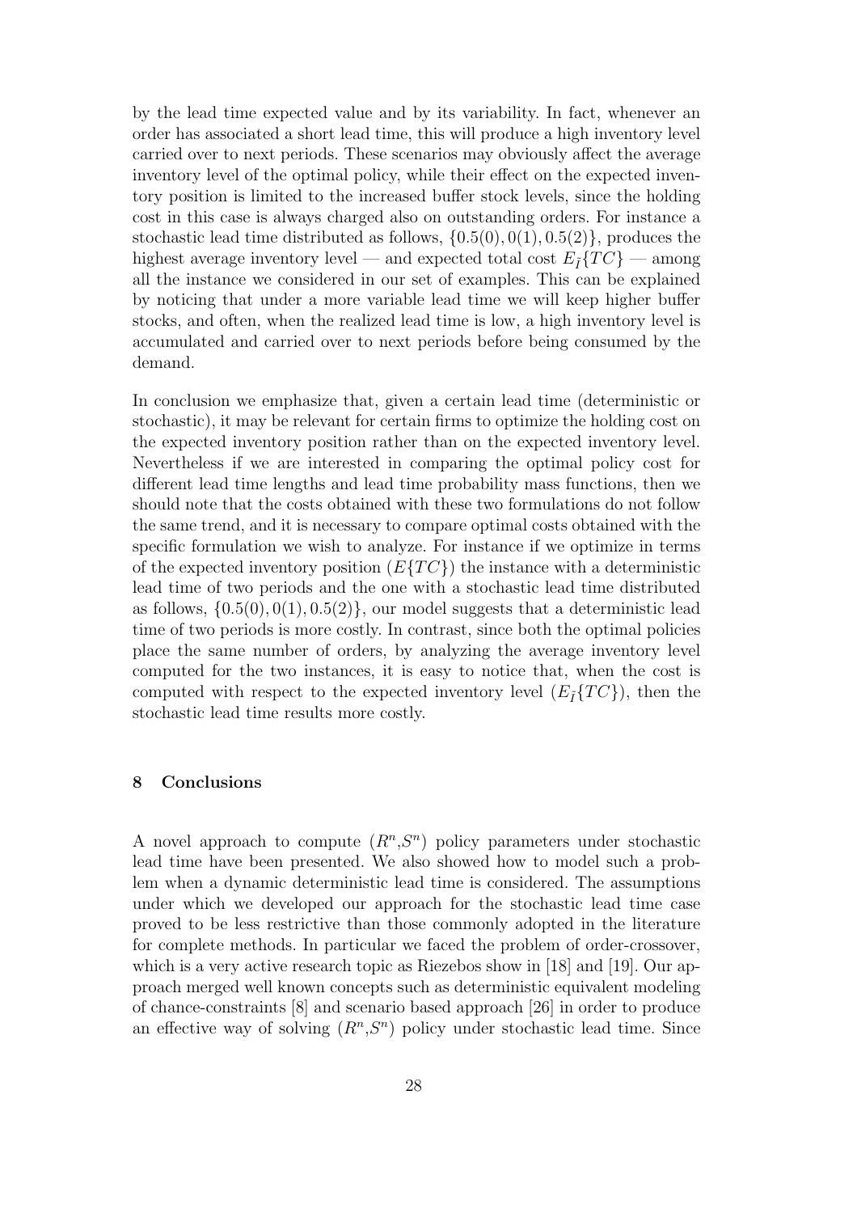by the lead time expected value and by its variability. In fact, whenever an order has associated a short lead time, this will produce a high inventory level carried over to next periods. These scenarios may obviously affect the average inventory level of the optimal policy, while their effect on the expected inventory position is limited to the increased buffer stock levels, since the holding cost in this case is always charged also on outstanding orders. For instance a stochastic lead time distributed as follows, $\{0.5(0), 0(1), 0.5(2)\}$, produces the highest average inventory level — and expected total cost $E_{\tilde{I}}\{TC\}$ — among all the instance we considered in our set of examples. This can be explained by noticing that under a more variable lead time we will keep higher buffer stocks, and often, when the realized lead time is low, a high inventory level is accumulated and carried over to next periods before being consumed by the demand.

In conclusion we emphasize that, given a certain lead time (deterministic or stochastic), it may be relevant for certain firms to optimize the holding cost on the expected inventory position rather than on the expected inventory level. Nevertheless if we are interested in comparing the optimal policy cost for different lead time lengths and lead time probability mass functions, then we should note that the costs obtained with these two formulations do not follow the same trend, and it is necessary to compare optimal costs obtained with the specific formulation we wish to analyze. For instance if we optimize in terms of the expected inventory position ($E\{TC\}$) the instance with a deterministic lead time of two periods and the one with a stochastic lead time distributed as follows, $\{0.5(0), 0(1), 0.5(2)\}$, our model suggests that a deterministic lead time of two periods is more costly. In contrast, since both the optimal policies place the same number of orders, by analyzing the average inventory level computed for the two instances, it is easy to notice that, when the cost is computed with respect to the expected inventory level ($E_{\tilde{I}}\{TC\}$), then the stochastic lead time results more costly.

## 8 Conclusions

A novel approach to compute ($R^n$,$S^n$) policy parameters under stochastic lead time have been presented. We also showed how to model such a problem when a dynamic deterministic lead time is considered. The assumptions under which we developed our approach for the stochastic lead time case proved to be less restrictive than those commonly adopted in the literature for complete methods. In particular we faced the problem of order-crossover, which is a very active research topic as Riezebos show in [18] and [19]. Our approach merged well known concepts such as deterministic equivalent modeling of chance-constraints [8] and scenario based approach [26] in order to produce an effective way of solving ($R^n$,$S^n$) policy under stochastic lead time. Since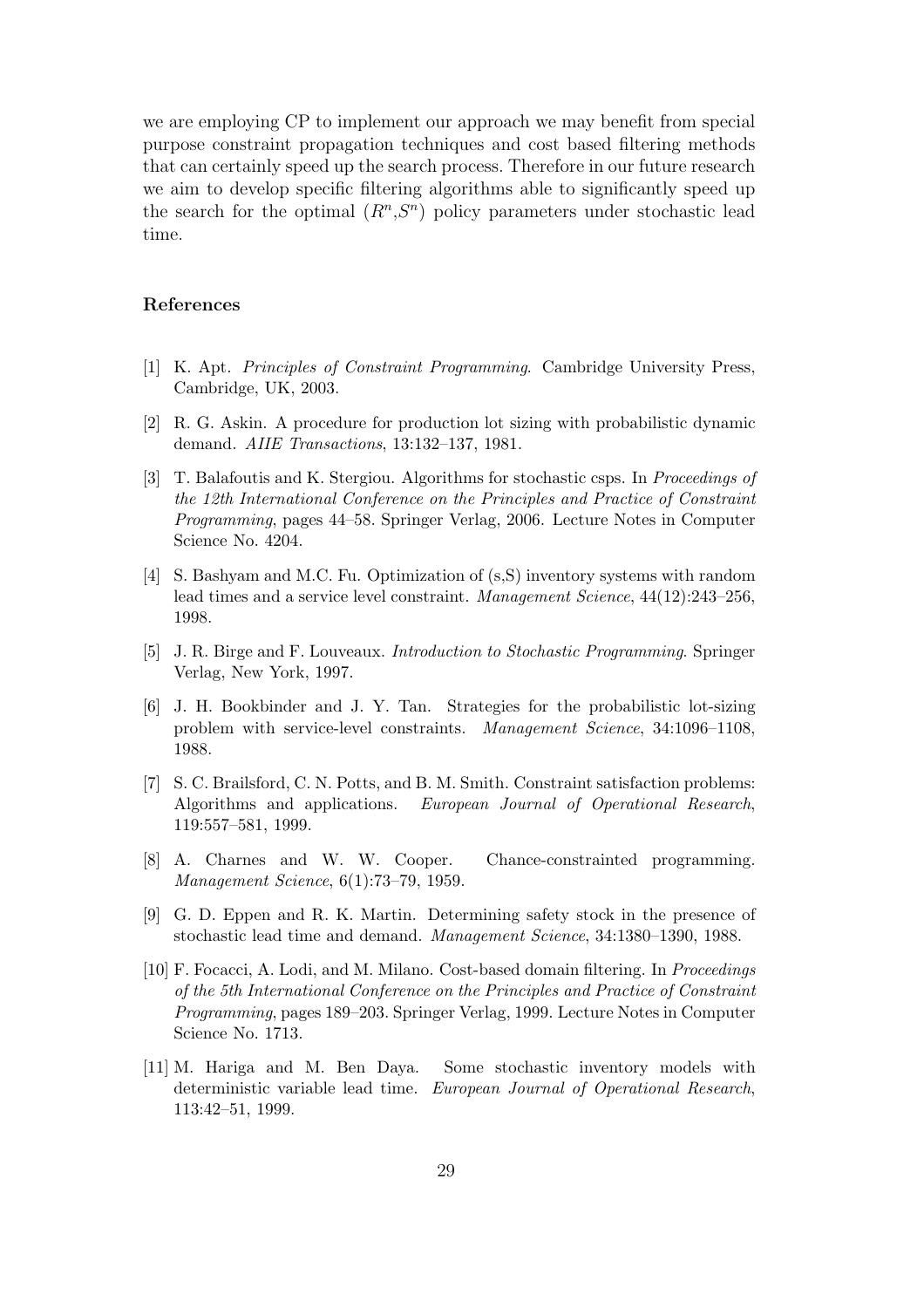we are employing CP to implement our approach we may benefit from special purpose constraint propagation techniques and cost based filtering methods that can certainly speed up the search process. Therefore in our future research we aim to develop specific filtering algorithms able to significantly speed up the search for the optimal $(R^n, S^n)$ policy parameters under stochastic lead time.

## References

[1] K. Apt. *Principles of Constraint Programming*. Cambridge University Press, Cambridge, UK, 2003.

[2] R. G. Askin. A procedure for production lot sizing with probabilistic dynamic demand. *AIIE Transactions*, 13:132–137, 1981.

[3] T. Balafoutis and K. Stergiou. Algorithms for stochastic csps. In *Proceedings of the 12th International Conference on the Principles and Practice of Constraint Programming*, pages 44–58. Springer Verlag, 2006. Lecture Notes in Computer Science No. 4204.

[4] S. Bashyam and M.C. Fu. Optimization of (s,S) inventory systems with random lead times and a service level constraint. *Management Science*, 44(12):243–256, 1998.

[5] J. R. Birge and F. Louveaux. *Introduction to Stochastic Programming*. Springer Verlag, New York, 1997.

[6] J. H. Bookbinder and J. Y. Tan. Strategies for the probabilistic lot-sizing problem with service-level constraints. *Management Science*, 34:1096–1108, 1988.

[7] S. C. Brailsford, C. N. Potts, and B. M. Smith. Constraint satisfaction problems: Algorithms and applications. *European Journal of Operational Research*, 119:557–581, 1999.

[8] A. Charnes and W. W. Cooper. Chance-constrainted programming. *Management Science*, 6(1):73–79, 1959.

[9] G. D. Eppen and R. K. Martin. Determining safety stock in the presence of stochastic lead time and demand. *Management Science*, 34:1380–1390, 1988.

[10] F. Focacci, A. Lodi, and M. Milano. Cost-based domain filtering. In *Proceedings of the 5th International Conference on the Principles and Practice of Constraint Programming*, pages 189–203. Springer Verlag, 1999. Lecture Notes in Computer Science No. 1713.

[11] M. Hariga and M. Ben Daya. Some stochastic inventory models with deterministic variable lead time. *European Journal of Operational Research*, 113:42–51, 1999.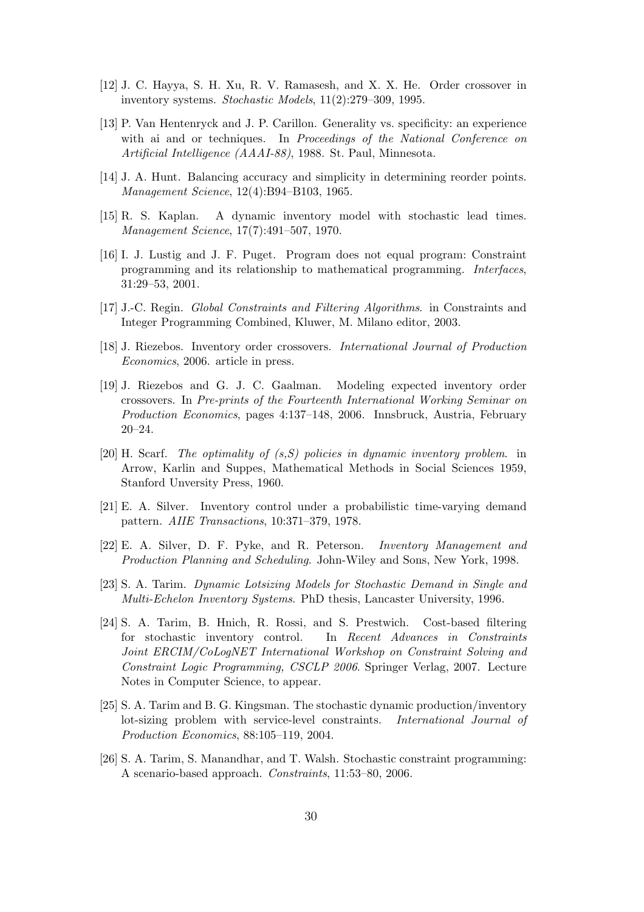[12] J. C. Hayya, S. H. Xu, R. V. Ramasesh, and X. X. He. Order crossover in inventory systems. *Stochastic Models*, 11(2):279–309, 1995.

[13] P. Van Hentenryck and J. P. Carillon. Generality vs. specificity: an experience with ai and or techniques. In *Proceedings of the National Conference on Artificial Intelligence (AAAI-88)*, 1988. St. Paul, Minnesota.

[14] J. A. Hunt. Balancing accuracy and simplicity in determining reorder points. *Management Science*, 12(4):B94–B103, 1965.

[15] R. S. Kaplan. A dynamic inventory model with stochastic lead times. *Management Science*, 17(7):491–507, 1970.

[16] I. J. Lustig and J. F. Puget. Program does not equal program: Constraint programming and its relationship to mathematical programming. *Interfaces*, 31:29–53, 2001.

[17] J.-C. Regin. *Global Constraints and Filtering Algorithms*. in Constraints and Integer Programming Combined, Kluwer, M. Milano editor, 2003.

[18] J. Riezebos. Inventory order crossovers. *International Journal of Production Economics*, 2006. article in press.

[19] J. Riezebos and G. J. C. Gaalman. Modeling expected inventory order crossovers. In *Pre-prints of the Fourteenth International Working Seminar on Production Economics*, pages 4:137–148, 2006. Innsbruck, Austria, February 20–24.

[20] H. Scarf. *The optimality of (s,S) policies in dynamic inventory problem*. in Arrow, Karlin and Suppes, Mathematical Methods in Social Sciences 1959, Stanford Unversity Press, 1960.

[21] E. A. Silver. Inventory control under a probabilistic time-varying demand pattern. *AIIE Transactions*, 10:371–379, 1978.

[22] E. A. Silver, D. F. Pyke, and R. Peterson. *Inventory Management and Production Planning and Scheduling*. John-Wiley and Sons, New York, 1998.

[23] S. A. Tarim. *Dynamic Lotsizing Models for Stochastic Demand in Single and Multi-Echelon Inventory Systems*. PhD thesis, Lancaster University, 1996.

[24] S. A. Tarim, B. Hnich, R. Rossi, and S. Prestwich. Cost-based filtering for stochastic inventory control. In *Recent Advances in Constraints Joint ERCIM/CoLogNET International Workshop on Constraint Solving and Constraint Logic Programming, CSCLP 2006*. Springer Verlag, 2007. Lecture Notes in Computer Science, to appear.

[25] S. A. Tarim and B. G. Kingsman. The stochastic dynamic production/inventory lot-sizing problem with service-level constraints. *International Journal of Production Economics*, 88:105–119, 2004.

[26] S. A. Tarim, S. Manandhar, and T. Walsh. Stochastic constraint programming: A scenario-based approach. *Constraints*, 11:53–80, 2006.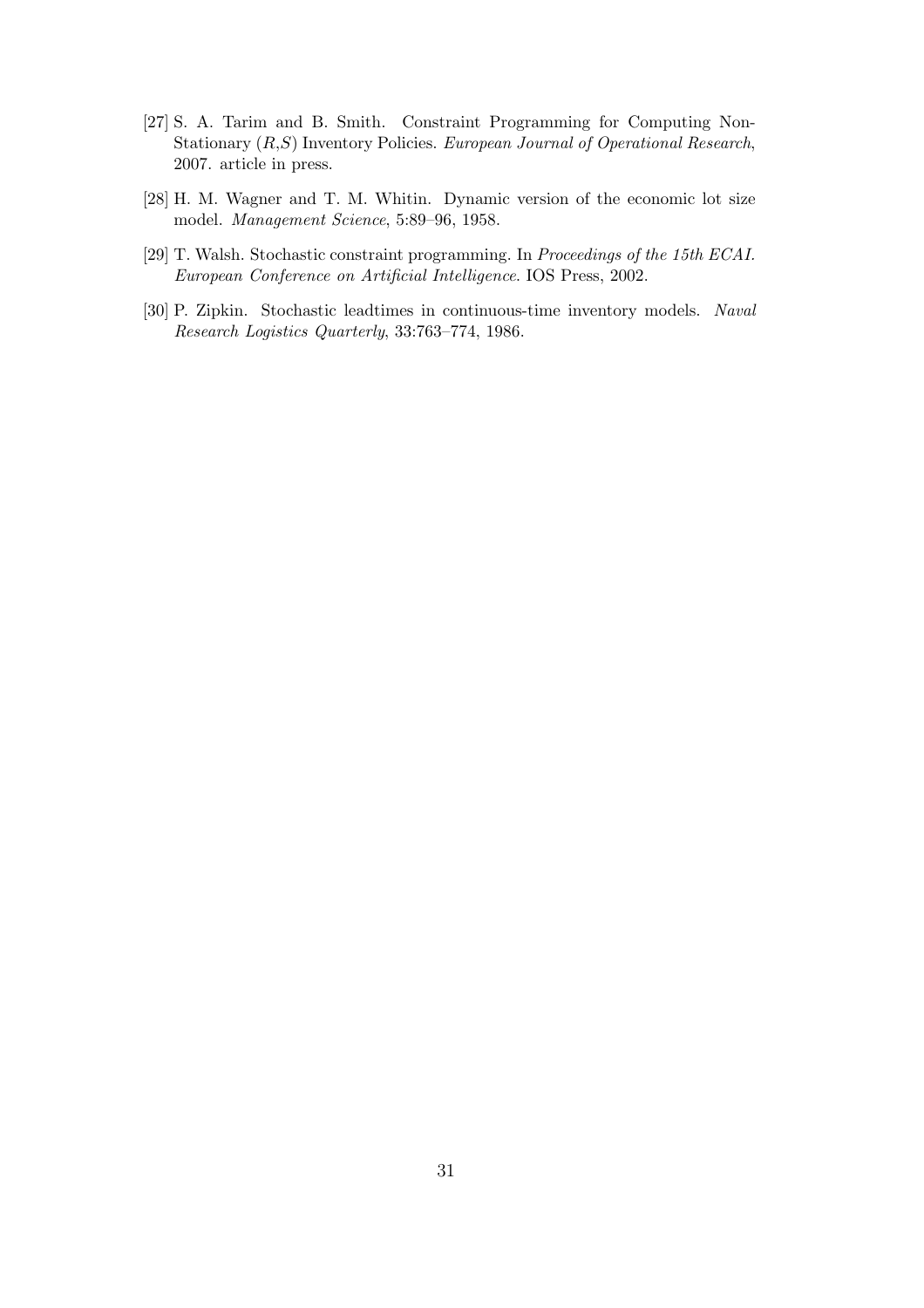[27] S. A. Tarim and B. Smith. Constraint Programming for Computing Non-Stationary ($R$,$S$) Inventory Policies. *European Journal of Operational Research*, 2007. article in press.

[28] H. M. Wagner and T. M. Whitin. Dynamic version of the economic lot size model. *Management Science*, 5:89–96, 1958.

[29] T. Walsh. Stochastic constraint programming. In *Proceedings of the 15th ECAI. European Conference on Artificial Intelligence*. IOS Press, 2002.

[30] P. Zipkin. Stochastic leadtimes in continuous-time inventory models. *Naval Research Logistics Quarterly*, 33:763–774, 1986.